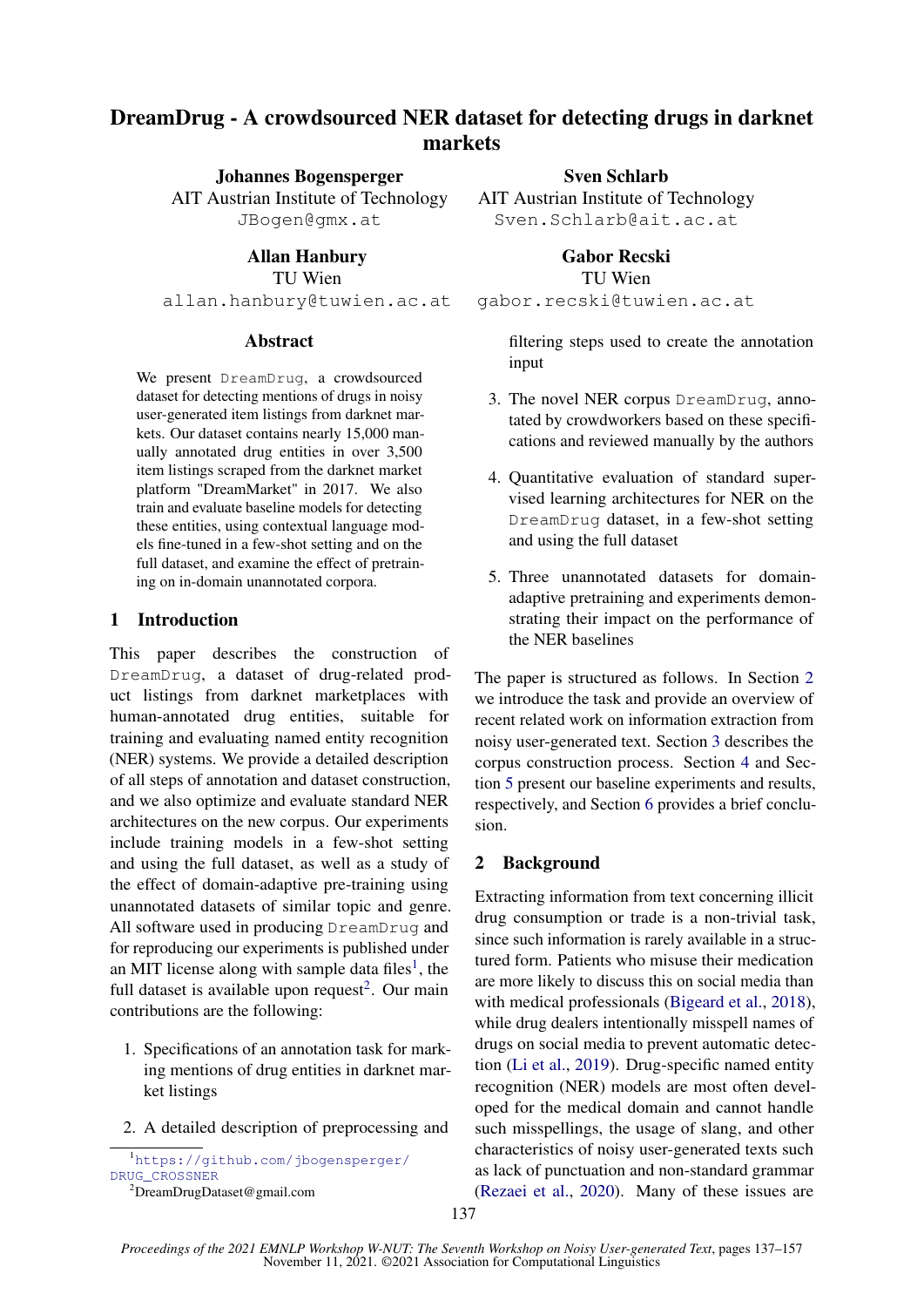# DreamDrug - A crowdsourced NER dataset for detecting drugs in darknet markets

**Johannes Bogensperger**
AIT Austrian Institute of Technology
JBogen@gmx.at

**Sven Schlarb**
AIT Austrian Institute of Technology
Sven.Schlarb@ait.ac.at

**Allan Hanbury**
TU Wien
allan.hanbury@tuwien.ac.at

**Gabor Recski**
TU Wien
gabor.recski@tuwien.ac.at

## Abstract

We present DreamDrug, a crowdsourced dataset for detecting mentions of drugs in noisy user-generated item listings from darknet markets. Our dataset contains nearly 15,000 manually annotated drug entities in over 3,500 item listings scraped from the darknet market platform "DreamMarket" in 2017. We also train and evaluate baseline models for detecting these entities, using contextual language models fine-tuned in a few-shot setting and on the full dataset, and examine the effect of pretraining on in-domain unannotated corpora.

## 1 Introduction

This paper describes the construction of DreamDrug, a dataset of drug-related product listings from darknet marketplaces with human-annotated drug entities, suitable for training and evaluating named entity recognition (NER) systems. We provide a detailed description of all steps of annotation and dataset construction, and we also optimize and evaluate standard NER architectures on the new corpus. Our experiments include training models in a few-shot setting and using the full dataset, as well as a study of the effect of domain-adaptive pre-training using unannotated datasets of similar topic and genre. All software used in producing DreamDrug and for reproducing our experiments is published under an MIT license along with sample data files[1], the full dataset is available upon request[2]. Our main contributions are the following:

1. Specifications of an annotation task for marking mentions of drug entities in darknet market listings
2. A detailed description of preprocessing and filtering steps used to create the annotation input
3. The novel NER corpus DreamDrug, annotated by crowdworkers based on these specifications and reviewed manually by the authors
4. Quantitative evaluation of standard supervised learning architectures for NER on the DreamDrug dataset, in a few-shot setting and using the full dataset
5. Three unannotated datasets for domain-adaptive pretraining and experiments demonstrating their impact on the performance of the NER baselines

The paper is structured as follows. In Section 2 we introduce the task and provide an overview of recent related work on information extraction from noisy user-generated text. Section 3 describes the corpus construction process. Section 4 and Section 5 present our baseline experiments and results, respectively, and Section 6 provides a brief conclusion.

## 2 Background

Extracting information from text concerning illicit drug consumption or trade is a non-trivial task, since such information is rarely available in a structured form. Patients who misuse their medication are more likely to discuss this on social media than with medical professionals (Bigeard et al., 2018), while drug dealers intentionally misspell names of drugs on social media to prevent automatic detection (Li et al., 2019). Drug-specific named entity recognition (NER) models are most often developed for the medical domain and cannot handle such misspellings, the usage of slang, and other characteristics of noisy user-generated texts such as lack of punctuation and non-standard grammar (Rezaei et al., 2020). Many of these issues are

[1] https://github.com/jbogensperger/DRUG_CROSSNER

[2] DreamDrugDataset@gmail.com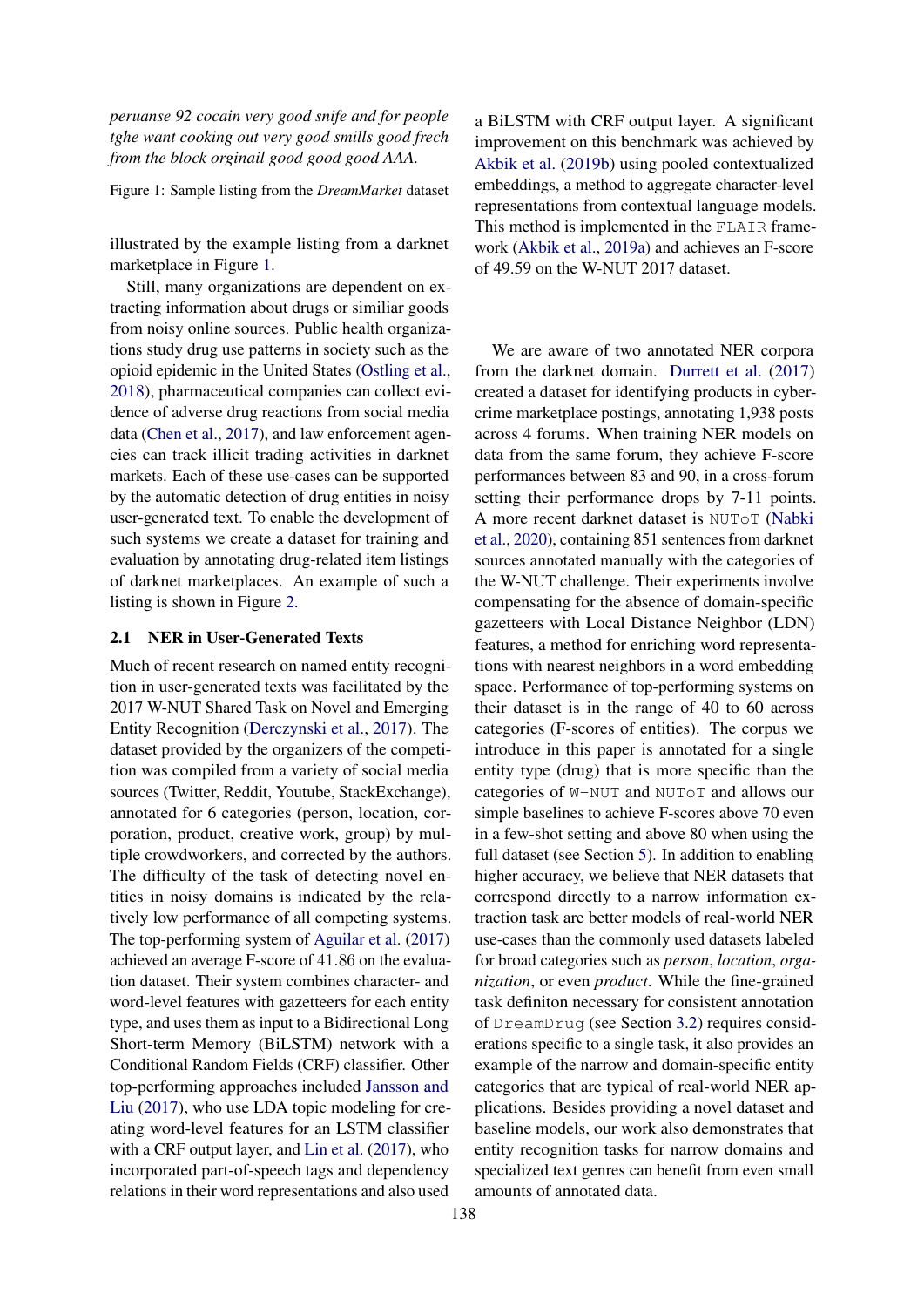*peruanse 92 cocain very good snife and for people tghe want cooking out very good smills good frech from the block orginail good good good AAA.*

Figure 1: Sample listing from the *DreamMarket* dataset

illustrated by the example listing from a darknet marketplace in Figure 1.

Still, many organizations are dependent on extracting information about drugs or similiar goods from noisy online sources. Public health organizations study drug use patterns in society such as the opioid epidemic in the United States (Ostling et al., 2018), pharmaceutical companies can collect evidence of adverse drug reactions from social media data (Chen et al., 2017), and law enforcement agencies can track illicit trading activities in darknet markets. Each of these use-cases can be supported by the automatic detection of drug entities in noisy user-generated text. To enable the development of such systems we create a dataset for training and evaluation by annotating drug-related item listings of darknet marketplaces. An example of such a listing is shown in Figure 2.

### 2.1 NER in User-Generated Texts

Much of recent research on named entity recognition in user-generated texts was facilitated by the 2017 W-NUT Shared Task on Novel and Emerging Entity Recognition (Derczynski et al., 2017). The dataset provided by the organizers of the competition was compiled from a variety of social media sources (Twitter, Reddit, Youtube, StackExchange), annotated for 6 categories (person, location, corporation, product, creative work, group) by multiple crowdworkers, and corrected by the authors. The difficulty of the task of detecting novel entities in noisy domains is indicated by the relatively low performance of all competing systems. The top-performing system of Aguilar et al. (2017) achieved an average F-score of 41.86 on the evaluation dataset. Their system combines character- and word-level features with gazetteers for each entity type, and uses them as input to a Bidirectional Long Short-term Memory (BiLSTM) network with a Conditional Random Fields (CRF) classifier. Other top-performing approaches included Jansson and Liu (2017), who use LDA topic modeling for creating word-level features for an LSTM classifier with a CRF output layer, and Lin et al. (2017), who incorporated part-of-speech tags and dependency relations in their word representations and also used a BiLSTM with CRF output layer. A significant improvement on this benchmark was achieved by Akbik et al. (2019b) using pooled contextualized embeddings, a method to aggregate character-level representations from contextual language models. This method is implemented in the `FLAIR` framework (Akbik et al., 2019a) and achieves an F-score of 49.59 on the W-NUT 2017 dataset.

We are aware of two annotated NER corpora from the darknet domain. Durrett et al. (2017) created a dataset for identifying products in cybercrime marketplace postings, annotating 1,938 posts across 4 forums. When training NER models on data from the same forum, they achieve F-score performances between 83 and 90, in a cross-forum setting their performance drops by 7-11 points. A more recent darknet dataset is `NUToT` (Nabki et al., 2020), containing 851 sentences from darknet sources annotated manually with the categories of the W-NUT challenge. Their experiments involve compensating for the absence of domain-specific gazetteers with Local Distance Neighbor (LDN) features, a method for enriching word representations with nearest neighbors in a word embedding space. Performance of top-performing systems on their dataset is in the range of 40 to 60 across categories (F-scores of entities). The corpus we introduce in this paper is annotated for a single entity type (drug) that is more specific than the categories of `W-NUT` and `NUToT` and allows our simple baselines to achieve F-scores above 70 even in a few-shot setting and above 80 when using the full dataset (see Section 5). In addition to enabling higher accuracy, we believe that NER datasets that correspond directly to a narrow information extraction task are better models of real-world NER use-cases than the commonly used datasets labeled for broad categories such as *person*, *location*, *organization*, or even *product*. While the fine-grained task definiton necessary for consistent annotation of `DreamDrug` (see Section 3.2) requires considerations specific to a single task, it also provides an example of the narrow and domain-specific entity categories that are typical of real-world NER applications. Besides providing a novel dataset and baseline models, our work also demonstrates that entity recognition tasks for narrow domains and specialized text genres can benefit from even small amounts of annotated data.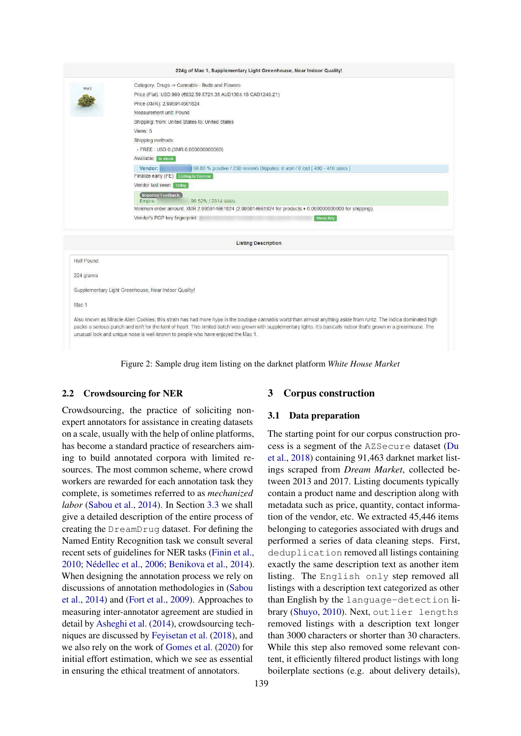224g of Mac 1, Supplementary Light Greenhouse, Near Indoor Quality!

Category: Drugs -> Cannabis - Buds and Flowers
Price (Fiat): USD 990 (€832.59 £721.35 AUD1304.18 CAD1240.21)
Price (XMR): 2.995914661824
Measurement unit: Pound
Shipping: from: United States to: United States
Views: 5
Shipping methods:
- FREE : USD 0 (XMR 0.000000000000)
Available: In stock
Vendor: 98.80 % positive / 250 reviews Disputes: 0 won / 0 lost [ 400 - 410 sales ]
Finalize early (FE): Listing is Escrow
Vendor last seen: Today
Imported Feedback: Empire 99.52% / 2314 sales
Minimum order amount: XMR 2.995914661824 (2.995914661824 for products + 0.000000000000 for shipping)
Vendor's PGP key fingerprint: Show Key

Listing Description

Half Pound

224 grams

Supplementary Light Greenhouse, Near Indoor Quality!

Mac 1

Also known as Miracle Alien Cookies, this strain has had more hype in the boutique cannabis world than almost anything aside from runtz. The indica dominated high packs a serious punch and isn't for the faint of heart. This limited batch was grown with supplementary lights. It's basically indoor that's grown in a greenhouse. The unusual look and unique nose is well-known to people who have enjoyed the Mac 1.

Figure 2: Sample drug item listing on the darknet platform *White House Market*

### 2.2 Crowdsourcing for NER

Crowdsourcing, the practice of soliciting non-expert annotators for assistance in creating datasets on a scale, usually with the help of online platforms, has become a standard practice of researchers aiming to build annotated corpora with limited resources. The most common scheme, where crowd workers are rewarded for each annotation task they complete, is sometimes referred to as *mechanized labor* (Sabou et al., 2014). In Section 3.3 we shall give a detailed description of the entire process of creating the `DreamDrug` dataset. For defining the Named Entity Recognition task we consult several recent sets of guidelines for NER tasks (Finin et al., 2010; Nédellec et al., 2006; Benikova et al., 2014). When designing the annotation process we rely on discussions of annotation methodologies in (Sabou et al., 2014) and (Fort et al., 2009). Approaches to measuring inter-annotator agreement are studied in detail by Asheghi et al. (2014), crowdsourcing techniques are discussed by Feyisetan et al. (2018), and we also rely on the work of Gomes et al. (2020) for initial effort estimation, which we see as essential in ensuring the ethical treatment of annotators.

## 3 Corpus construction

### 3.1 Data preparation

The starting point for our corpus construction process is a segment of the `AZSecure` dataset (Du et al., 2018) containing 91,463 darknet market listings scraped from *Dream Market*, collected between 2013 and 2017. Listing documents typically contain a product name and description along with metadata such as price, quantity, contact information of the vendor, etc. We extracted 45,446 items belonging to categories associated with drugs and performed a series of data cleaning steps. First, `deduplication` removed all listings containing exactly the same description text as another item listing. The `English only` step removed all listings with a description text categorized as other than English by the `language-detection` library (Shuyo, 2010). Next, `outlier lengths` removed listings with a description text longer than 3000 characters or shorter than 30 characters. While this step also removed some relevant content, it efficiently filtered product listings with long boilerplate sections (e.g. about delivery details),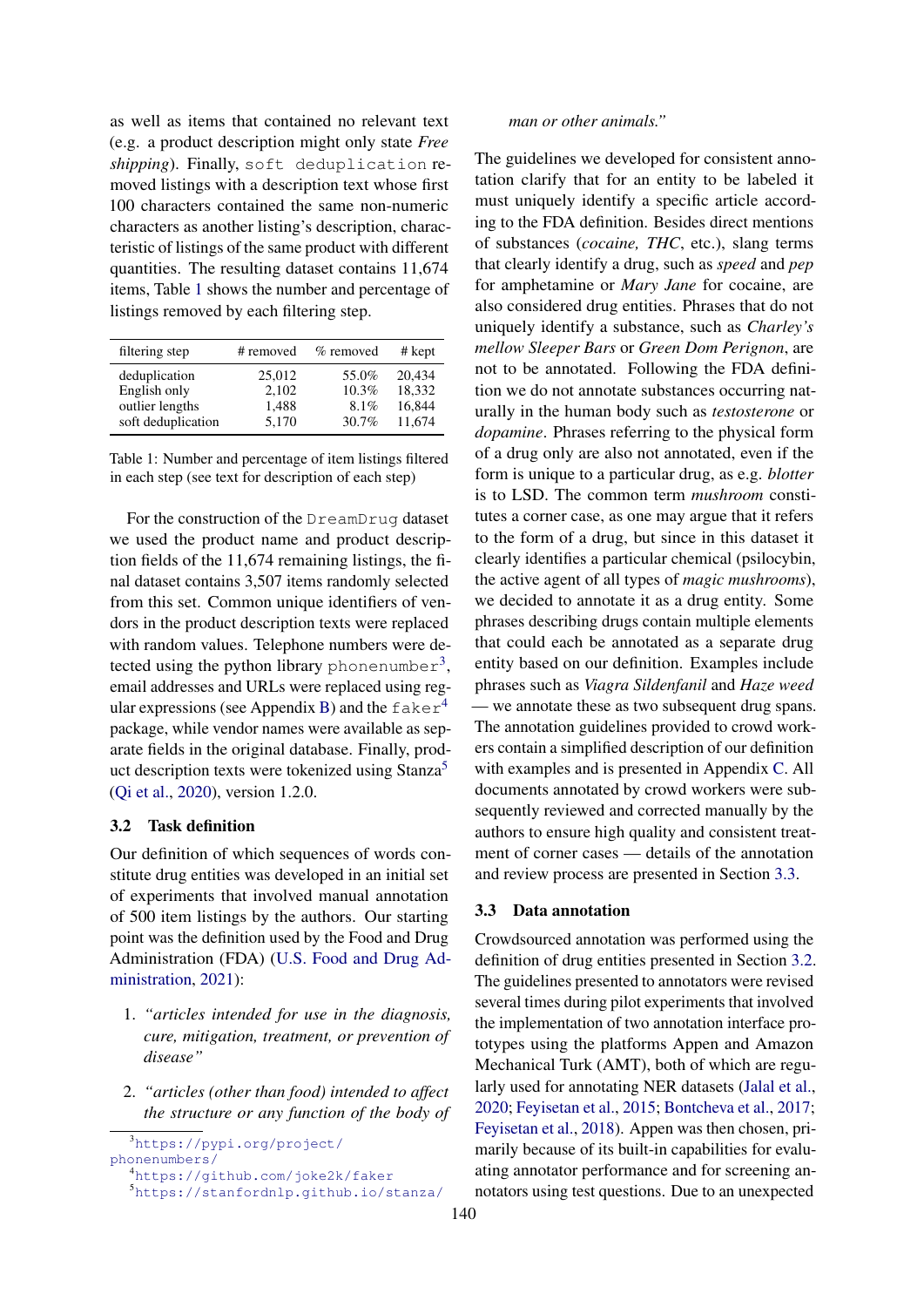as well as items that contained no relevant text (e.g. a product description might only state *Free shipping*). Finally, `soft deduplication` removed listings with a description text whose first 100 characters contained the same non-numeric characters as another listing's description, characteristic of listings of the same product with different quantities. The resulting dataset contains 11,674 items, Table 1 shows the number and percentage of listings removed by each filtering step.

| filtering step | # removed | % removed | # kept |
|---|---|---|---|
| deduplication | 25,012 | 55.0% | 20,434 |
| English only | 2,102 | 10.3% | 18,332 |
| outlier lengths | 1,488 | 8.1% | 16,844 |
| soft deduplication | 5,170 | 30.7% | 11,674 |

Table 1: Number and percentage of item listings filtered in each step (see text for description of each step)

For the construction of the `DreamDrug` dataset we used the product name and product description fields of the 11,674 remaining listings, the final dataset contains 3,507 items randomly selected from this set. Common unique identifiers of vendors in the product description texts were replaced with random values. Telephone numbers were detected using the python library `phonenumber`[3], email addresses and URLs were replaced using regular expressions (see Appendix B) and the `faker`[4] package, while vendor names were available as separate fields in the original database. Finally, product description texts were tokenized using Stanza[5] (Qi et al., 2020), version 1.2.0.

### 3.2 Task definition

Our definition of which sequences of words constitute drug entities was developed in an initial set of experiments that involved manual annotation of 500 item listings by the authors. Our starting point was the definition used by the Food and Drug Administration (FDA) (U.S. Food and Drug Administration, 2021):

1. *"articles intended for use in the diagnosis, cure, mitigation, treatment, or prevention of disease"*
2. *"articles (other than food) intended to affect the structure or any function of the body of man or other animals."*

The guidelines we developed for consistent annotation clarify that for an entity to be labeled it must uniquely identify a specific article according to the FDA definition. Besides direct mentions of substances (*cocaine, THC*, etc.), slang terms that clearly identify a drug, such as *speed* and *pep* for amphetamine or *Mary Jane* for cocaine, are also considered drug entities. Phrases that do not uniquely identify a substance, such as *Charley's mellow Sleeper Bars* or *Green Dom Perignon*, are not to be annotated. Following the FDA definition we do not annotate substances occurring naturally in the human body such as *testosterone* or *dopamine*. Phrases referring to the physical form of a drug only are also not annotated, even if the form is unique to a particular drug, as e.g. *blotter* is to LSD. The common term *mushroom* constitutes a corner case, as one may argue that it refers to the form of a drug, but since in this dataset it clearly identifies a particular chemical (psilocybin, the active agent of all types of *magic mushrooms*), we decided to annotate it as a drug entity. Some phrases describing drugs contain multiple elements that could each be annotated as a separate drug entity based on our definition. Examples include phrases such as *Viagra Sildenfanil* and *Haze weed* — we annotate these as two subsequent drug spans. The annotation guidelines provided to crowd workers contain a simplified description of our definition with examples and is presented in Appendix C. All documents annotated by crowd workers were subsequently reviewed and corrected manually by the authors to ensure high quality and consistent treatment of corner cases — details of the annotation and review process are presented in Section 3.3.

### 3.3 Data annotation

Crowdsourced annotation was performed using the definition of drug entities presented in Section 3.2. The guidelines presented to annotators were revised several times during pilot experiments that involved the implementation of two annotation interface prototypes using the platforms Appen and Amazon Mechanical Turk (AMT), both of which are regularly used for annotating NER datasets (Jalal et al., 2020; Feyisetan et al., 2015; Bontcheva et al., 2017; Feyisetan et al., 2018). Appen was then chosen, primarily because of its built-in capabilities for evaluating annotator performance and for screening annotators using test questions. Due to an unexpected

[3] https://pypi.org/project/phonenumbers/

[4] https://github.com/joke2k/faker

[5] https://stanfordnlp.github.io/stanza/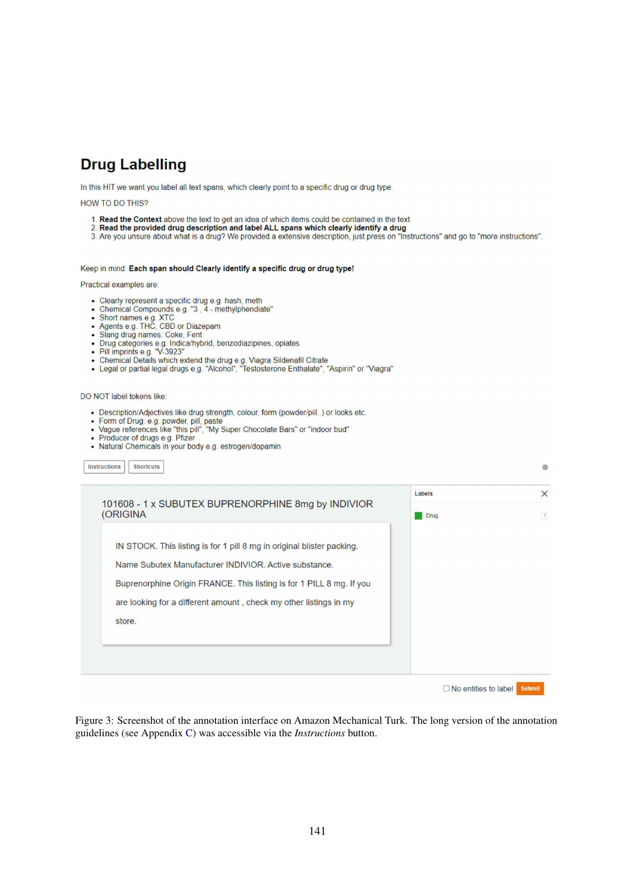# Drug Labelling

In this HIT we want you label all text spans, which clearly point to a specific drug or drug type.

HOW TO DO THIS?

1. **Read the Context** above the text to get an idea of which items could be contained in the text
2. **Read the provided drug description and label ALL spans which clearly identify a drug**
3. Are you unsure about what is a drug? We provided a extensive description, just press on "Instructions" and go to "more instructions".

Keep in mind: **Each span should Clearly identify a specific drug or drug type!**

Practical examples are:

- Clearly represent a specific drug e.g. hash, meth
- Chemical Compounds e.g. "3 , 4 - methylphendiate"
- Short names e.g. XTC
- Agents e.g. THC, CBD or Diazepam
- Slang drug names: Coke, Fent
- Drug categories e.g. Indica/hybrid, benzodiazipines, opiates
- Pill imprints e.g. "V-3923"
- Chemical Details which extend the drug e.g. Viagra Sildenafil Citrate
- Legal or partial legal drugs e.g. "Alcohol", "Testosterone Enthalate", "Aspirin" or "Viagra"

DO NOT label tokens like:

- Description/Adjectives like drug strength, colour, form (powder/pill..) or looks etc.
- Form of Drug: e.g. powder, pill, paste
- Vague references like "this pill", "My Super Chocolate Bars" or "indoor bud"
- Producer of drugs e.g. Pfizer
- Natural Chemicals in your body e.g. estrogen/dopamin

Instructions | Shortcuts

101608 - 1 x SUBUTEX BUPRENORPHINE 8mg by INDIVIOR (ORIGINA

IN STOCK. This listing is for 1 pill 8 mg in original blister packing. Name Subutex Manufacturer INDIVIOR. Active substance. Buprenorphine Origin FRANCE. This listing is for 1 PILL 8 mg. If you are looking for a different amount , check my other listings in my store.

Labels

Drug

No entities to label | Submit

Figure 3: Screenshot of the annotation interface on Amazon Mechanical Turk. The long version of the annotation guidelines (see Appendix C) was accessible via the *Instructions* button.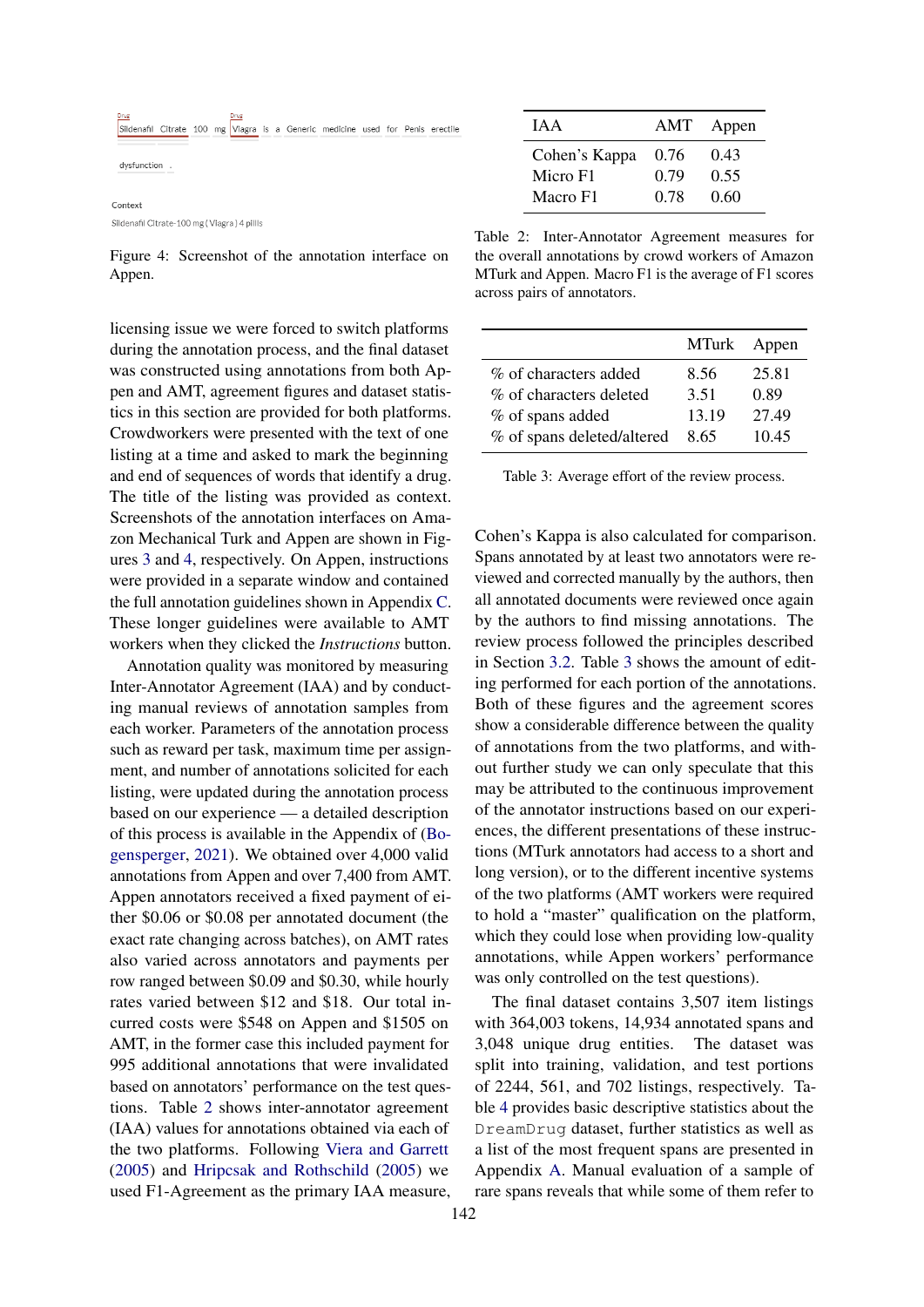Drug Drug
Sildenafil Citrate 100 mg Viagra is a Generic medicine used for Penis erectile

dysfunction .

Context

Sildenafil Citrate-100 mg ( Viagra ) 4 pills

Figure 4: Screenshot of the annotation interface on Appen.

licensing issue we were forced to switch platforms during the annotation process, and the final dataset was constructed using annotations from both Appen and AMT, agreement figures and dataset statistics in this section are provided for both platforms. Crowdworkers were presented with the text of one listing at a time and asked to mark the beginning and end of sequences of words that identify a drug. The title of the listing was provided as context. Screenshots of the annotation interface on Amazon Mechanical Turk and Appen are shown in Figures 3 and 4, respectively. On Appen, instructions were provided in a separate window and contained the full annotation guidelines shown in Appendix C. These longer guidelines were available to AMT workers when they clicked the *Instructions* button.

Annotation quality was monitored by measuring Inter-Annotator Agreement (IAA) and by conducting manual reviews of annotation samples from each worker. Parameters of the annotation process such as reward per task, maximum time per assignment, and number of annotations solicited for each listing, were updated during the annotation process based on our experience — a detailed description of this process is available in the Appendix of (Bogensperger, 2021). We obtained over 4,000 valid annotations from Appen and over 7,400 from AMT. Appen annotators received a fixed payment of either \$0.06 or \$0.08 per annotated document (the exact rate changing across batches), on AMT rates also varied across annotators and payments per row ranged between \$0.09 and \$0.30, while hourly rates varied between \$12 and \$18. Our total incurred costs were \$548 on Appen and \$1505 on AMT, in the former case this included payment for 995 additional annotations that were invalidated based on annotators' performance on the test questions. Table 2 shows inter-annotator agreement (IAA) values for annotations obtained via each of the two platforms. Following Viera and Garrett (2005) and Hripcsak and Rothschild (2005) we used F1-Agreement as the primary IAA measure,

| IAA | AMT | Appen |
|---|---|---|
| Cohen's Kappa | 0.76 | 0.43 |
| Micro F1 | 0.79 | 0.55 |
| Macro F1 | 0.78 | 0.60 |

Table 2: Inter-Annotator Agreement measures for the overall annotations by crowd workers of Amazon MTurk and Appen. Macro F1 is the average of F1 scores across pairs of annotators.

| | MTurk | Appen |
|---|---|---|
| % of characters added | 8.56 | 25.81 |
| % of characters deleted | 3.51 | 0.89 |
| % of spans added | 13.19 | 27.49 |
| % of spans deleted/altered | 8.65 | 10.45 |

Table 3: Average effort of the review process.

Cohen's Kappa is also calculated for comparison. Spans annotated by at least two annotators were reviewed and corrected manually by the authors, then all annotated documents were reviewed once again by the authors to find missing annotations. The review process followed the principles described in Section 3.2. Table 3 shows the amount of editing performed for each portion of the annotations. Both of these figures and the agreement scores show a considerable difference between the quality of annotations from the two platforms, and without further study we can only speculate that this may be attributed to the continuous improvement of the annotator instructions based on our experiences, the different presentations of these instructions (MTurk annotators had access to a short and long version), or to the different incentive systems of the two platforms (AMT workers were required to hold a "master" qualification on the platform, which they could lose when providing low-quality annotations, while Appen workers' performance was only controlled on the test questions).

The final dataset contains 3,507 item listings with 364,003 tokens, 14,934 annotated spans and 3,048 unique drug entities. The dataset was split into training, validation, and test portions of 2244, 561, and 702 listings, respectively. Table 4 provides basic descriptive statistics about the `DreamDrug` dataset, further statistics as well as a list of the most frequent spans are presented in Appendix A. Manual evaluation of a sample of rare spans reveals that while some of them refer to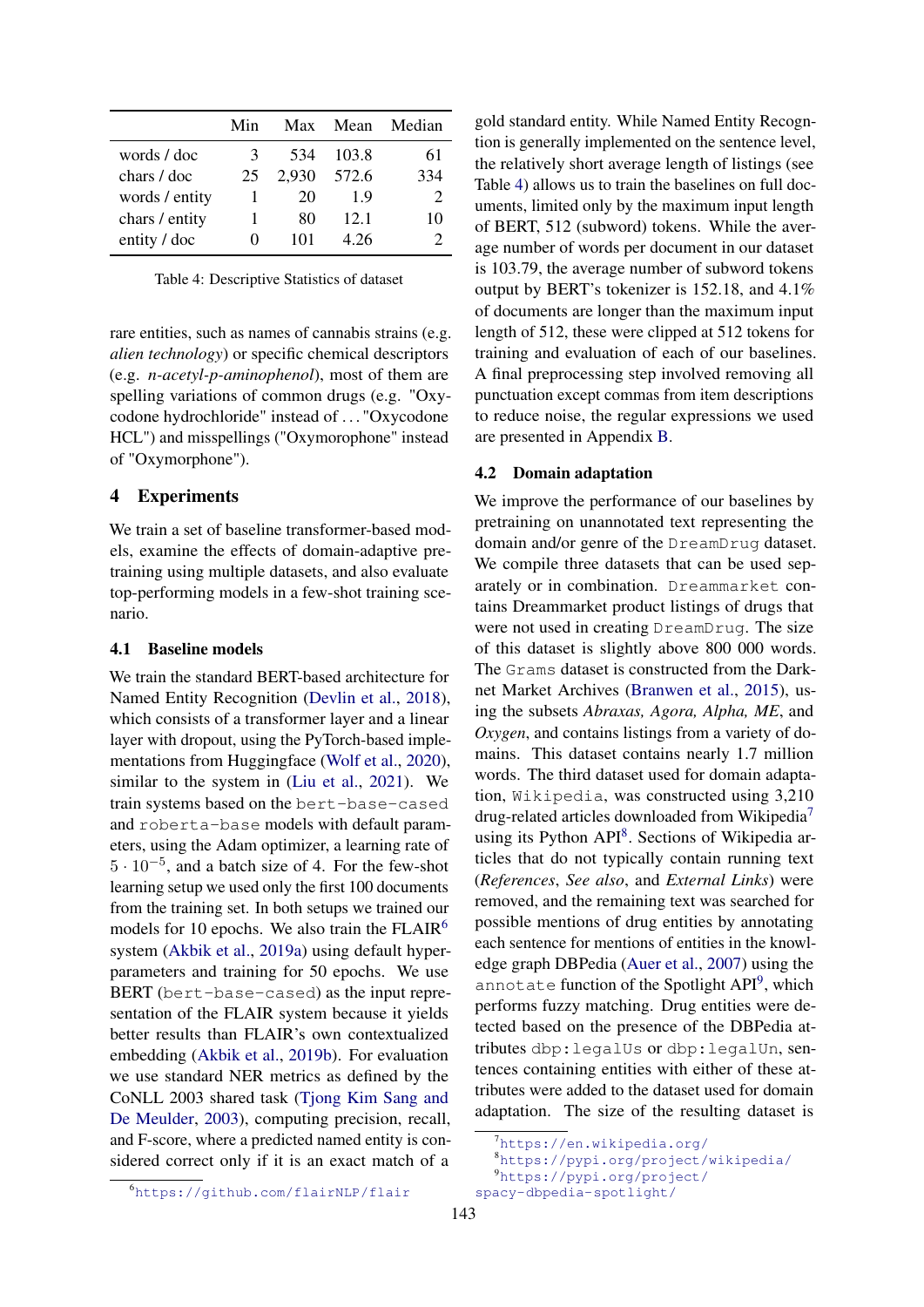|  | Min | Max | Mean | Median |
|---|---|---|---|---|
| words / doc | 3 | 534 | 103.8 | 61 |
| chars / doc | 25 | 2,930 | 572.6 | 334 |
| words / entity | 1 | 20 | 1.9 | 2 |
| chars / entity | 1 | 80 | 12.1 | 10 |
| entity / doc | 0 | 101 | 4.26 | 2 |

Table 4: Descriptive Statistics of dataset

rare entities, such as names of cannabis strains (e.g. *alien technology*) or specific chemical descriptors (e.g. *n-acetyl-p-aminophenol*), most of them are spelling variations of common drugs (e.g. "Oxycodone hydrochloride" instead of . . . "Oxycodone HCL") and misspellings ("Oxymorophone" instead of "Oxymorphone").

## 4 Experiments

We train a set of baseline transformer-based models, examine the effects of domain-adaptive pretraining using multiple datasets, and also evaluate top-performing models in a few-shot training scenario.

### 4.1 Baseline models

We train the standard BERT-based architecture for Named Entity Recognition (Devlin et al., 2018), which consists of a transformer layer and a linear layer with dropout, using the PyTorch-based implementations from Huggingface (Wolf et al., 2020), similar to the system in (Liu et al., 2021). We train systems based on the `bert-base-cased` and `roberta-base` models with default parameters, using the Adam optimizer, a learning rate of $5 \cdot 10^{-5}$, and a batch size of 4. For the few-shot learning setup we used only the first 100 documents from the training set. In both setups we trained our models for 10 epochs. We also train the FLAIR[6] system (Akbik et al., 2019a) using default hyperparameters and training for 50 epochs. We use BERT (`bert-base-cased`) as the input representation of the FLAIR system because it yields better results than FLAIR's own contextualized embedding (Akbik et al., 2019b). For evaluation we use standard NER metrics as defined by the CoNLL 2003 shared task (Tjong Kim Sang and De Meulder, 2003), computing precision, recall, and F-score, where a predicted named entity is considered correct only if it is an exact match of a gold standard entity. While Named Entity Recognition is generally implemented on the sentence level, the relatively short average length of listings (see Table 4) allows us to train the baselines on full documents, limited only by the maximum input length of BERT, 512 (subword) tokens. While the average number of words per document in our dataset is 103.79, the average number of subword tokens output by BERT's tokenizer is 152.18, and 4.1% of documents are longer than the maximum input length of 512, these were clipped at 512 tokens for training and evaluation of each of our baselines. A final preprocessing step involved removing all punctuation except commas from listing descriptions to reduce noise, the regular expressions we used are presented in Appendix B.

### 4.2 Domain adaptation

We improve the performance of our baselines by pretraining on unannotated text representing the domain and/or genre of the `DreamDrug` dataset. We compile three datasets that can be used separately or in combination. `Dreammarket` contains Dreammarket product listings of drugs that were not used in creating `DreamDrug`. The size of this dataset is slightly above 800 000 words. The `Grams` dataset is constructed from the Darknet Market Archives (Branwen et al., 2015), using the subsets *Abraxas, Agora, Alpha, ME*, and *Oxygen*, and contains listings from a variety of domains. This dataset contains nearly 1.7 million words. The third dataset used for domain adaptation, `Wikipedia`, was constructed using 3,210 drug-related articles downloaded from Wikipedia[7] using its Python API[8]. Sections of Wikipedia articles that do not typically contain running text (*References*, *See also*, and *External Links*) were removed, and the remaining text was searched for possible mentions of drug entities by annotating each sentence for mentions of entities in the knowledge graph DBPedia (Auer et al., 2007) using the `annotate` function of the Spotlight API[9], which performs fuzzy matching. Drug entities were detected based on the presence of the DBPedia attributes `dbp:legalUs` or `dbp:legalUn`, sentences containing entities with either of these attributes were added to the dataset used for domain adaptation. The size of the resulting dataset is

[6] https://github.com/flairNLP/flair

[7] https://en.wikipedia.org/

[8] https://pypi.org/project/wikipedia/

[9] https://pypi.org/project/spacy-dbpedia-spotlight/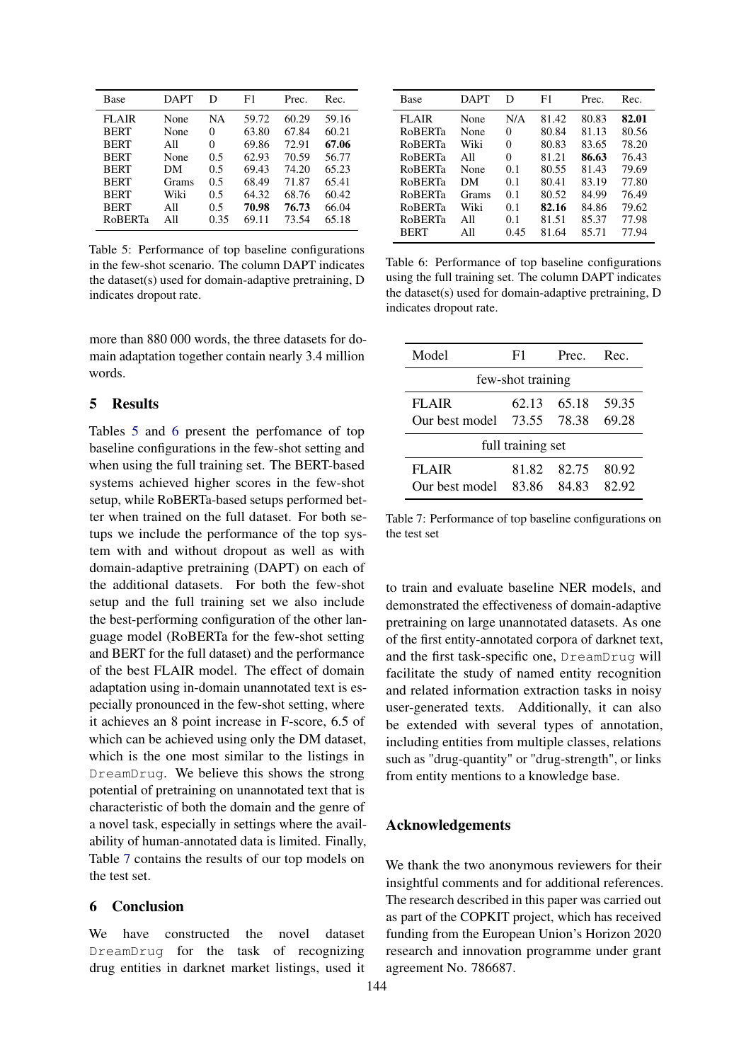| Base | DAPT | D | F1 | Prec. | Rec. |
|---|---|---|---|---|---|
| FLAIR | None | NA | 59.72 | 60.29 | 59.16 |
| BERT | None | 0 | 63.80 | 67.84 | 60.21 |
| BERT | All | 0 | 69.86 | 72.91 | **67.06** |
| BERT | None | 0.5 | 62.93 | 70.59 | 56.77 |
| BERT | DM | 0.5 | 69.43 | 74.20 | 65.23 |
| BERT | Grams | 0.5 | 68.49 | 71.87 | 65.41 |
| BERT | Wiki | 0.5 | 64.32 | 68.76 | 60.42 |
| BERT | All | 0.5 | **70.98** | **76.73** | 66.04 |
| RoBERTa | All | 0.35 | 69.11 | 73.54 | 65.18 |

Table 5: Performance of top baseline configurations in the few-shot scenario. The column DAPT indicates the dataset(s) used for domain-adaptive pretraining, D indicates dropout rate.

more than 880 000 words, the three datasets for domain adaptation together contain nearly 3.4 million words.

## 5 Results

Tables 5 and 6 present the perfomance of top baseline configurations in the few-shot setting and when using the full training set. The BERT-based systems achieved higher scores in the few-shot setup, while RoBERTa-based setups performed better when trained on the full dataset. For both setups we include the performance of the top system with and without dropout as well as with domain-adaptive pretraining (DAPT) on each of the additional datasets. For both the few-shot setup and the full training set we also include the best-performing configuration of the other language model (RoBERTa for the few-shot setting and BERT for the full dataset) and the performance of the best FLAIR model. The effect of domain adaptation using in-domain unannotated text is especially pronounced in the few-shot setting, where it achieves an 8 point increase in F-score, 6.5 of which can be achieved using only the DM dataset, which is the one most similar to the listings in `DreamDrug`. We believe this shows the strong potential of pretraining on unannotated text that is characteristic of both the domain and the genre of a novel task, especially in settings where the availability of human-annotated data is limited. Finally, Table 7 contains the results of our top models on the test set.

## 6 Conclusion

We have constructed the novel dataset `DreamDrug` for the task of recognizing drug entities in darknet market listings, used it to train and evaluate baseline NER models, and demonstrated the effectiveness of domain-adaptive pretraining on large unannotated datasets. As one of the first entity-annotated corpora of darknet text, and the first task-specific one, `DreamDrug` will facilitate the study of named entity recognition and related information extraction tasks in noisy user-generated texts. Additionally, it can also be extended with several types of annotation, including entities from multiple classes, relations such as "drug-quantity" or "drug-strength", or links from entity mentions to a knowledge base.

| Base | DAPT | D | F1 | Prec. | Rec. |
|---|---|---|---|---|---|
| FLAIR | None | N/A | 81.42 | 80.83 | **82.01** |
| RoBERTa | None | 0 | 80.84 | 81.13 | 80.56 |
| RoBERTa | Wiki | 0 | 80.83 | 83.65 | 78.20 |
| RoBERTa | All | 0 | 81.21 | **86.63** | 76.43 |
| RoBERTa | None | 0.1 | 80.55 | 81.43 | 79.69 |
| RoBERTa | DM | 0.1 | 80.41 | 83.19 | 77.80 |
| RoBERTa | Grams | 0.1 | 80.52 | 84.99 | 76.49 |
| RoBERTa | Wiki | 0.1 | **82.16** | 84.86 | 79.62 |
| RoBERTa | All | 0.1 | 81.51 | 85.37 | 77.98 |
| BERT | All | 0.45 | 81.64 | 85.71 | 77.94 |

Table 6: Performance of top baseline configurations using the full training set. The column DAPT indicates the dataset(s) used for domain-adaptive pretraining, D indicates dropout rate.

| Model | F1 | Prec. | Rec. |
|---|---|---|---|
| few-shot training | | | |
| FLAIR | 62.13 | 65.18 | 59.35 |
| Our best model | 73.55 | 78.38 | 69.28 |
| full training set | | | |
| FLAIR | 81.82 | 82.75 | 80.92 |
| Our best model | 83.86 | 84.83 | 82.92 |

Table 7: Performance of top baseline configurations on the test set

## Acknowledgements

We thank the two anonymous reviewers for their insightful comments and for additional references. The research described in this paper was carried out as part of the COPKIT project, which has received funding from the European Union's Horizon 2020 research and innovation programme under grant agreement No. 786687.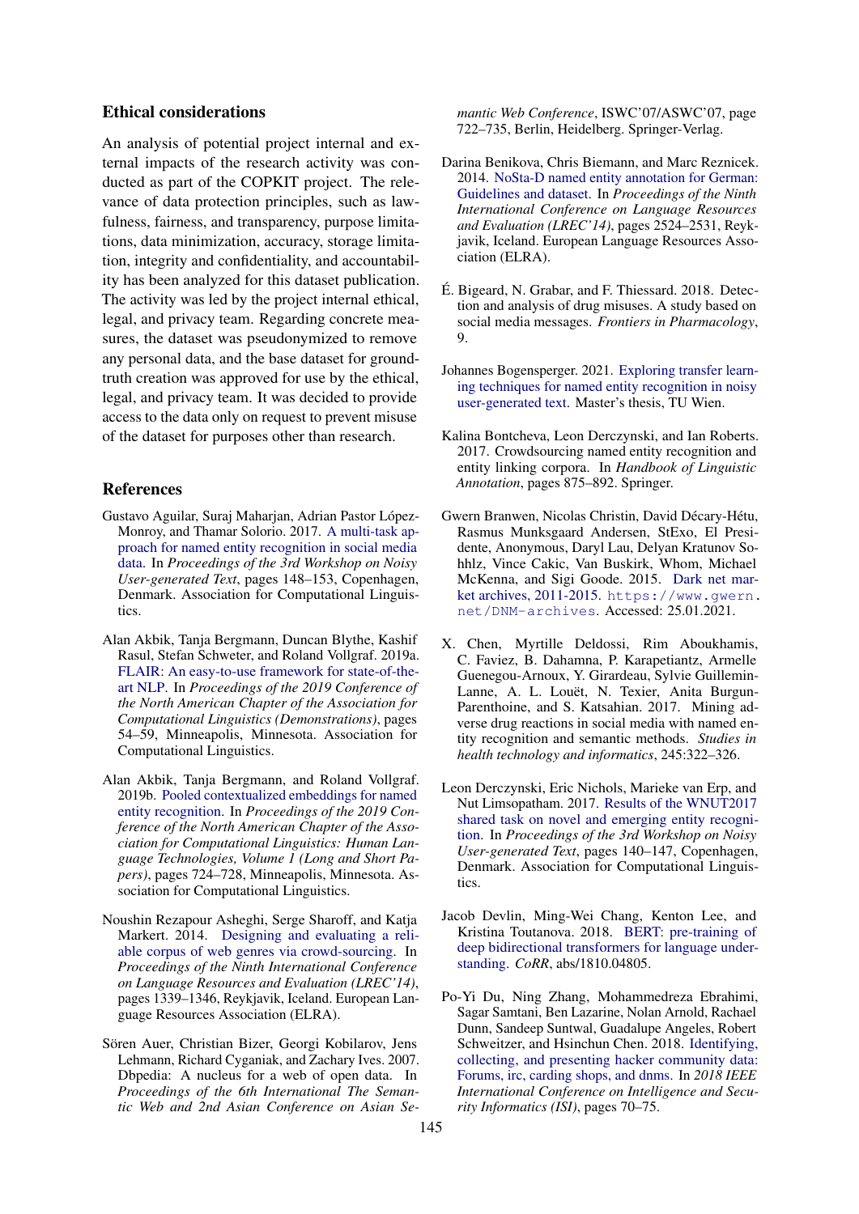## Ethical considerations

An analysis of potential project internal and external impacts of the research activity was conducted as part of the COPKIT project. The relevance of data protection principles, such as lawfulness, fairness, and transparency, purpose limitations, data minimization, accuracy, storage limitation, integrity and confidentiality, and accountability has been analyzed for this dataset publication. The activity was led by the project internal ethical, legal, and privacy team. Regarding concrete measures, the dataset was pseudonymized to remove any personal data, and the base dataset for ground-truth creation was approved for use by the ethical, legal, and privacy team. It was decided to provide access to the data only on request to prevent misuse of the dataset for purposes other than research.

## References

Gustavo Aguilar, Suraj Maharjan, Adrian Pastor López-Monroy, and Thamar Solorio. 2017. A multi-task approach for named entity recognition in social media data. In *Proceedings of the 3rd Workshop on Noisy User-generated Text*, pages 148–153, Copenhagen, Denmark. Association for Computational Linguistics.

Alan Akbik, Tanja Bergmann, Duncan Blythe, Kashif Rasul, Stefan Schweter, and Roland Vollgraf. 2019a. FLAIR: An easy-to-use framework for state-of-the-art NLP. In *Proceedings of the 2019 Conference of the North American Chapter of the Association for Computational Linguistics (Demonstrations)*, pages 54–59, Minneapolis, Minnesota. Association for Computational Linguistics.

Alan Akbik, Tanja Bergmann, and Roland Vollgraf. 2019b. Pooled contextualized embeddings for named entity recognition. In *Proceedings of the 2019 Conference of the North American Chapter of the Association for Computational Linguistics: Human Language Technologies, Volume 1 (Long and Short Papers)*, pages 724–728, Minneapolis, Minnesota. Association for Computational Linguistics.

Noushin Rezapour Asheghi, Serge Sharoff, and Katja Markert. 2014. Designing and evaluating a reliable corpus of web genres via crowd-sourcing. In *Proceedings of the Ninth International Conference on Language Resources and Evaluation (LREC'14)*, pages 1339–1346, Reykjavik, Iceland. European Language Resources Association (ELRA).

Sören Auer, Christian Bizer, Georgi Kobilarov, Jens Lehmann, Richard Cyganiak, and Zachary Ives. 2007. Dbpedia: A nucleus for a web of open data. In *Proceedings of the 6th International The Semantic Web and 2nd Asian Conference on Asian Semantic Web Conference*, ISWC'07/ASWC'07, page 722–735, Berlin, Heidelberg. Springer-Verlag.

Darina Benikova, Chris Biemann, and Marc Reznicek. 2014. NoSta-D named entity annotation for German: Guidelines and dataset. In *Proceedings of the Ninth International Conference on Language Resources and Evaluation (LREC'14)*, pages 2524–2531, Reykjavik, Iceland. European Language Resources Association (ELRA).

É. Bigeard, N. Grabar, and F. Thiessard. 2018. Detection and analysis of drug misuses. A study based on social media messages. *Frontiers in Pharmacology*, 9.

Johannes Bogensperger. 2021. Exploring transfer learning techniques for named entity recognition in noisy user-generated text. Master's thesis, TU Wien.

Kalina Bontcheva, Leon Derczynski, and Ian Roberts. 2017. Crowdsourcing named entity recognition and entity linking corpora. In *Handbook of Linguistic Annotation*, pages 875–892. Springer.

Gwern Branwen, Nicolas Christin, David Décary-Hétu, Rasmus Munksgaard Andersen, StExo, El Presidente, Anonymous, Daryl Lau, Delyan Kratunov Sohhlz, Vince Cakic, Van Buskirk, Whom, Michael McKenna, and Sigi Goode. 2015. Dark net market archives, 2011-2015. https://www.gwern.net/DNM-archives. Accessed: 25.01.2021.

X. Chen, Myrtille Deldossi, Rim Aboukhamis, C. Faviez, B. Dahamna, P. Karapetiantz, Armelle Guenegou-Arnoux, Y. Girardeau, Sylvie Guillemin-Lanne, A. L. Louët, N. Texier, Anita Burgun-Parenthoine, and S. Katsahian. 2017. Mining adverse drug reactions in social media with named entity recognition and semantic methods. *Studies in health technology and informatics*, 245:322–326.

Leon Derczynski, Eric Nichols, Marieke van Erp, and Nut Limsopatham. 2017. Results of the WNUT2017 shared task on novel and emerging entity recognition. In *Proceedings of the 3rd Workshop on Noisy User-generated Text*, pages 140–147, Copenhagen, Denmark. Association for Computational Linguistics.

Jacob Devlin, Ming-Wei Chang, Kenton Lee, and Kristina Toutanova. 2018. BERT: pre-training of deep bidirectional transformers for language understanding. *CoRR*, abs/1810.04805.

Po-Yi Du, Ning Zhang, Mohammedreza Ebrahimi, Sagar Samtani, Ben Lazarine, Nolan Arnold, Rachael Dunn, Sandeep Suntwal, Guadalupe Angeles, Robert Schweitzer, and Hsinchun Chen. 2018. Identifying, collecting, and presenting hacker community data: Forums, irc, carding shops, and dnms. In *2018 IEEE International Conference on Intelligence and Security Informatics (ISI)*, pages 70–75.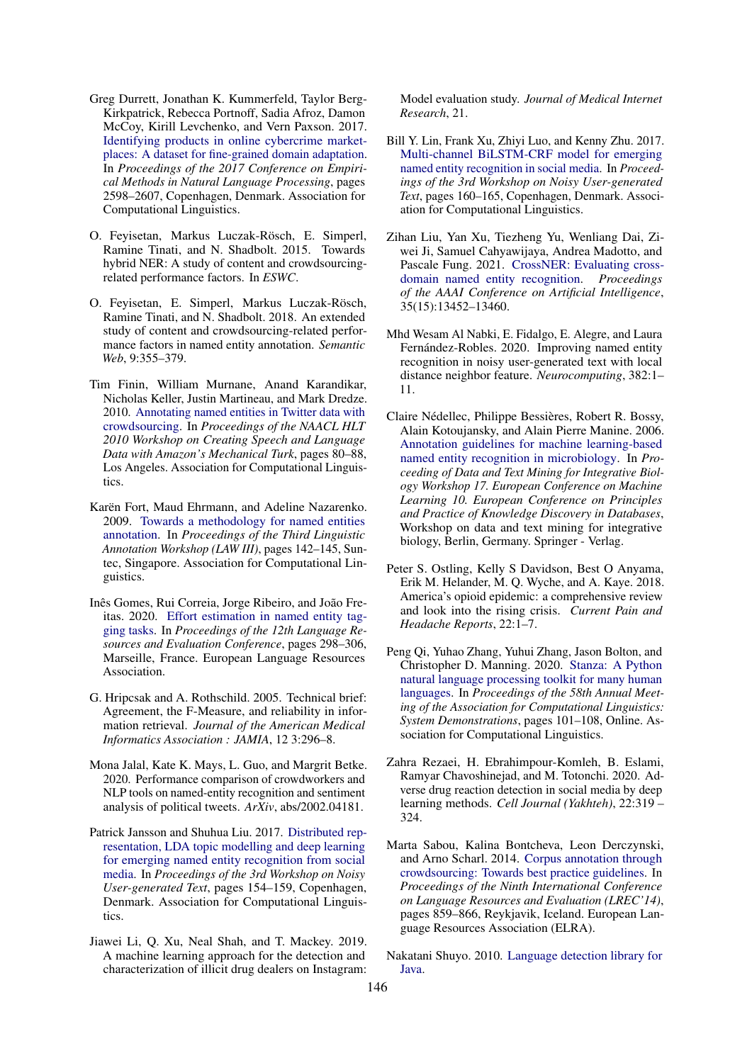Greg Durrett, Jonathan K. Kummerfeld, Taylor Berg-Kirkpatrick, Rebecca Portnoff, Sadia Afroz, Damon McCoy, Kirill Levchenko, and Vern Paxson. 2017. Identifying products in online cybercrime marketplaces: A dataset for fine-grained domain adaptation. In *Proceedings of the 2017 Conference on Empirical Methods in Natural Language Processing*, pages 2598–2607, Copenhagen, Denmark. Association for Computational Linguistics.

O. Feyisetan, Markus Luczak-Rösch, E. Simperl, Ramine Tinati, and N. Shadbolt. 2015. Towards hybrid NER: A study of content and crowdsourcing-related performance factors. In *ESWC*.

O. Feyisetan, E. Simperl, Markus Luczak-Rösch, Ramine Tinati, and N. Shadbolt. 2018. An extended study of content and crowdsourcing-related performance factors in named entity annotation. *Semantic Web*, 9:355–379.

Tim Finin, William Murnane, Anand Karandikar, Nicholas Keller, Justin Martineau, and Mark Dredze. 2010. Annotating named entities in Twitter data with crowdsourcing. In *Proceedings of the NAACL HLT 2010 Workshop on Creating Speech and Language Data with Amazon's Mechanical Turk*, pages 80–88, Los Angeles. Association for Computational Linguistics.

Karën Fort, Maud Ehrmann, and Adeline Nazarenko. 2009. Towards a methodology for named entities annotation. In *Proceedings of the Third Linguistic Annotation Workshop (LAW III)*, pages 142–145, Suntec, Singapore. Association for Computational Linguistics.

Inês Gomes, Rui Correia, Jorge Ribeiro, and João Freitas. 2020. Effort estimation in named entity tagging tasks. In *Proceedings of the 12th Language Resources and Evaluation Conference*, pages 298–306, Marseille, France. European Language Resources Association.

G. Hripcsak and A. Rothschild. 2005. Technical brief: Agreement, the F-Measure, and reliability in information retrieval. *Journal of the American Medical Informatics Association : JAMIA*, 12 3:296–8.

Mona Jalal, Kate K. Mays, L. Guo, and Margrit Betke. 2020. Performance comparison of crowdworkers and NLP tools on named-entity recognition and sentiment analysis of political tweets. *ArXiv*, abs/2002.04181.

Patrick Jansson and Shuhua Liu. 2017. Distributed representation, LDA topic modelling and deep learning for emerging named entity recognition from social media. In *Proceedings of the 3rd Workshop on Noisy User-generated Text*, pages 154–159, Copenhagen, Denmark. Association for Computational Linguistics.

Jiawei Li, Q. Xu, Neal Shah, and T. Mackey. 2019. A machine learning approach for the detection and characterization of illicit drug dealers on Instagram: Model evaluation study. *Journal of Medical Internet Research*, 21.

Bill Y. Lin, Frank Xu, Zhiyi Luo, and Kenny Zhu. 2017. Multi-channel BiLSTM-CRF model for emerging named entity recognition in social media. In *Proceedings of the 3rd Workshop on Noisy User-generated Text*, pages 160–165, Copenhagen, Denmark. Association for Computational Linguistics.

Zihan Liu, Yan Xu, Tiezheng Yu, Wenliang Dai, Ziwei Ji, Samuel Cahyawijaya, Andrea Madotto, and Pascale Fung. 2021. CrossNER: Evaluating cross-domain named entity recognition. *Proceedings of the AAAI Conference on Artificial Intelligence*, 35(15):13452–13460.

Mhd Wesam Al Nabki, E. Fidalgo, E. Alegre, and Laura Fernández-Robles. 2020. Improving named entity recognition in noisy user-generated text with local distance neighbor feature. *Neurocomputing*, 382:1–11.

Claire Nédellec, Philippe Bessières, Robert R. Bossy, Alain Kotoujansky, and Alain Pierre Manine. 2006. Annotation guidelines for machine learning-based named entity recognition in microbiology. In *Proceeding of Data and Text Mining for Integrative Biology Workshop 17. European Conference on Machine Learning 10. European Conference on Principles and Practice of Knowledge Discovery in Databases*, Workshop on data and text mining for integrative biology, Berlin, Germany. Springer - Verlag.

Peter S. Ostling, Kelly S Davidson, Best O Anyama, Erik M. Helander, M. Q. Wyche, and A. Kaye. 2018. America's opioid epidemic: a comprehensive review and look into the rising crisis. *Current Pain and Headache Reports*, 22:1–7.

Peng Qi, Yuhao Zhang, Yuhui Zhang, Jason Bolton, and Christopher D. Manning. 2020. Stanza: A Python natural language processing toolkit for many human languages. In *Proceedings of the 58th Annual Meeting of the Association for Computational Linguistics: System Demonstrations*, pages 101–108, Online. Association for Computational Linguistics.

Zahra Rezaei, H. Ebrahimpour-Komleh, B. Eslami, Ramyar Chavoshinejad, and M. Totonchi. 2020. Adverse drug reaction detection in social media by deep learning methods. *Cell Journal (Yakhteh)*, 22:319 – 324.

Marta Sabou, Kalina Bontcheva, Leon Derczynski, and Arno Scharl. 2014. Corpus annotation through crowdsourcing: Towards best practice guidelines. In *Proceedings of the Ninth International Conference on Language Resources and Evaluation (LREC'14)*, pages 859–866, Reykjavik, Iceland. European Language Resources Association (ELRA).

Nakatani Shuyo. 2010. Language detection library for Java.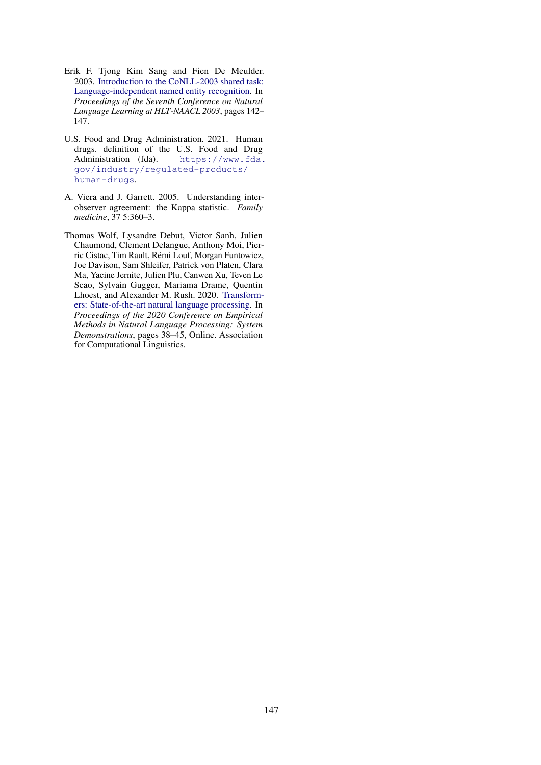Erik F. Tjong Kim Sang and Fien De Meulder. 2003. Introduction to the CoNLL-2003 shared task: Language-independent named entity recognition. In *Proceedings of the Seventh Conference on Natural Language Learning at HLT-NAACL 2003*, pages 142–147.

U.S. Food and Drug Administration. 2021. Human drugs. definition of the U.S. Food and Drug Administration (fda). `https://www.fda.gov/industry/regulated-products/human-drugs`.

A. Viera and J. Garrett. 2005. Understanding interobserver agreement: the Kappa statistic. *Family medicine*, 37 5:360–3.

Thomas Wolf, Lysandre Debut, Victor Sanh, Julien Chaumond, Clement Delangue, Anthony Moi, Pierric Cistac, Tim Rault, Rémi Louf, Morgan Funtowicz, Joe Davison, Sam Shleifer, Patrick von Platen, Clara Ma, Yacine Jernite, Julien Plu, Canwen Xu, Teven Le Scao, Sylvain Gugger, Mariama Drame, Quentin Lhoest, and Alexander M. Rush. 2020. Transformers: State-of-the-art natural language processing. In *Proceedings of the 2020 Conference on Empirical Methods in Natural Language Processing: System Demonstrations*, pages 38–45, Online. Association for Computational Linguistics.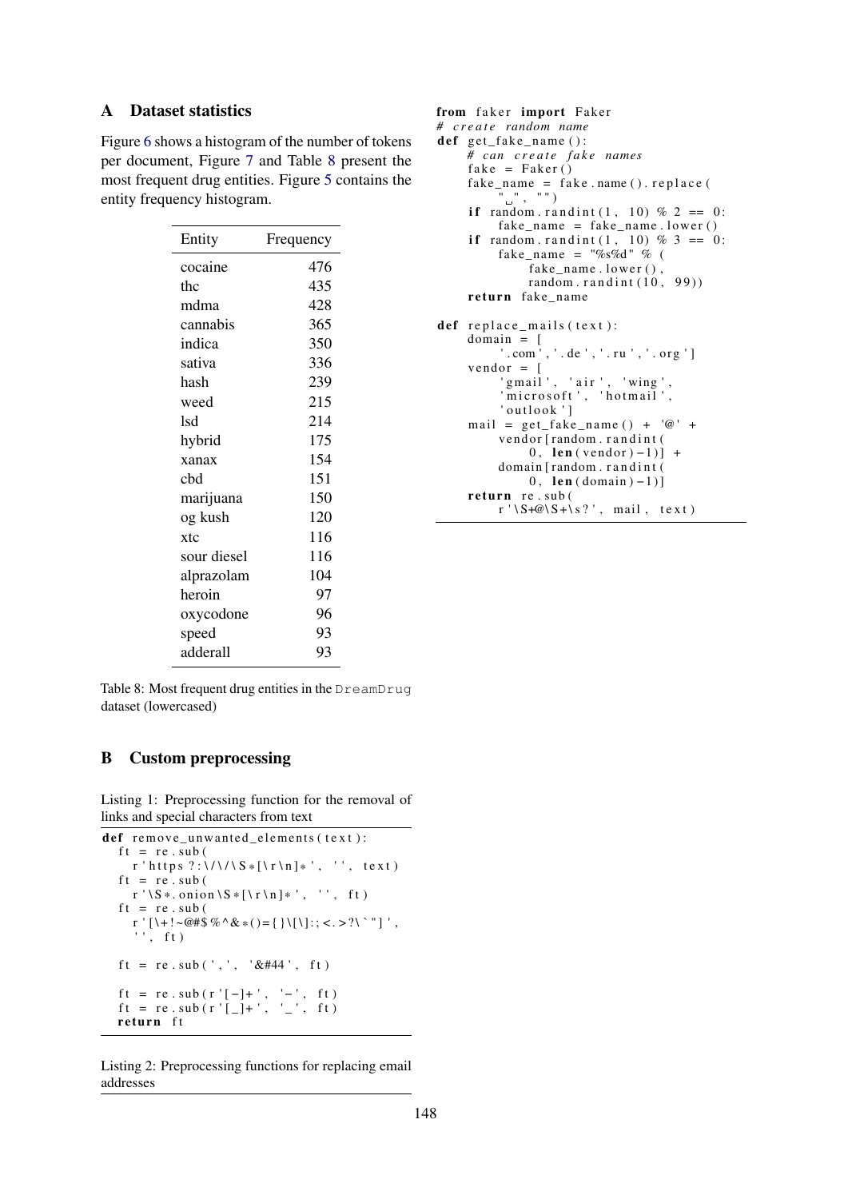## A Dataset statistics

Figure 6 shows a histogram of the number of tokens per document, Figure 7 and Table 8 present the most frequent drug entities. Figure 5 contains the entity frequency histogram.

| Entity | Frequency |
|---|---|
| cocaine | 476 |
| thc | 435 |
| mdma | 428 |
| cannabis | 365 |
| indica | 350 |
| sativa | 336 |
| hash | 239 |
| weed | 215 |
| lsd | 214 |
| hybrid | 175 |
| xanax | 154 |
| cbd | 151 |
| marijuana | 150 |
| og kush | 120 |
| xtc | 116 |
| sour diesel | 116 |
| alprazolam | 104 |
| heroin | 97 |
| oxycodone | 96 |
| speed | 93 |
| adderall | 93 |

Table 8: Most frequent drug entities in the DreamDrug dataset (lowercased)

## B Custom preprocessing

Listing 1: Preprocessing function for the removal of links and special characters from text

```
def remove_unwanted_elements(text):
    ft = re.sub(
      r'https?:\/\/\S*[\r\n]*', '', text)
    ft = re.sub(
      r'\S*.onion\S*[\r\n]*', '', ft)
    ft = re.sub(
      r'[\+!~@#$%^&*()={}\[\]:;<.>?\`"]',
      '', ft)

    ft = re.sub(',', '&#44', ft)

    ft = re.sub(r'[-]+', '-', ft)
    ft = re.sub(r'[_]+', '_', ft)
    return ft
```

Listing 2: Preprocessing functions for replacing email addresses

```
from faker import Faker
# create random name
def get_fake_name():
    # can create fake names
    fake = Faker()
    fake_name = fake.name().replace(
        " ", "")
    if random.randint(1, 10) % 2 == 0:
        fake_name = fake_name.lower()
    if random.randint(1, 10) % 3 == 0:
        fake_name = "%s%d" % (
            fake_name.lower(),
            random.randint(10, 99))
    return fake_name

def replace_mails(text):
    domain = [
        '.com', '.de', '.ru', '.org']
    vendor = [
        'gmail', 'air', 'wing',
        'microsoft', 'hotmail',
        'outlook']
    mail = get_fake_name() + '@' +
        vendor[random.randint(
            0, len(vendor)-1)] +
        domain[random.randint(
            0, len(domain)-1)]
    return re.sub(
        r'\S+@\S+\s?', mail, text)
```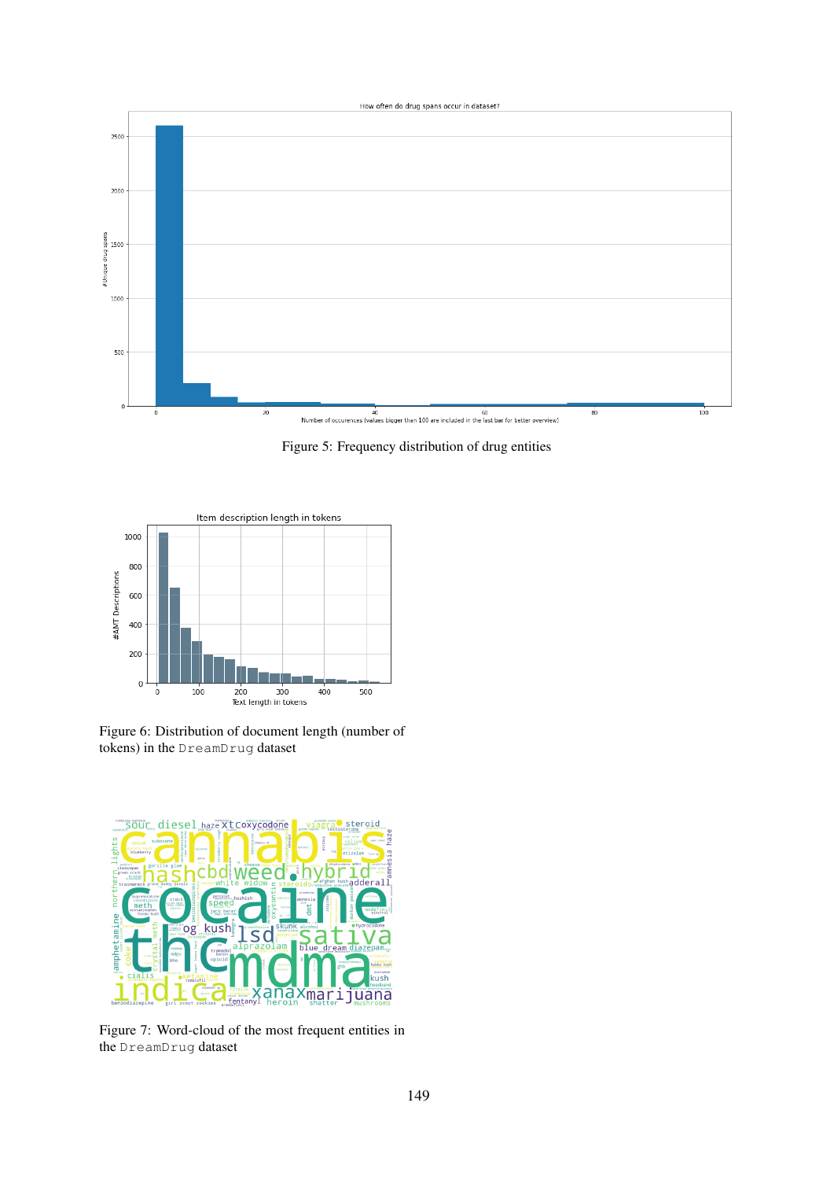Figure 5: Frequency distribution of drug entities

Figure 6: Distribution of document length (number of tokens) in the DreamDrug dataset

Figure 7: Word-cloud of the most frequent entities in the DreamDrug dataset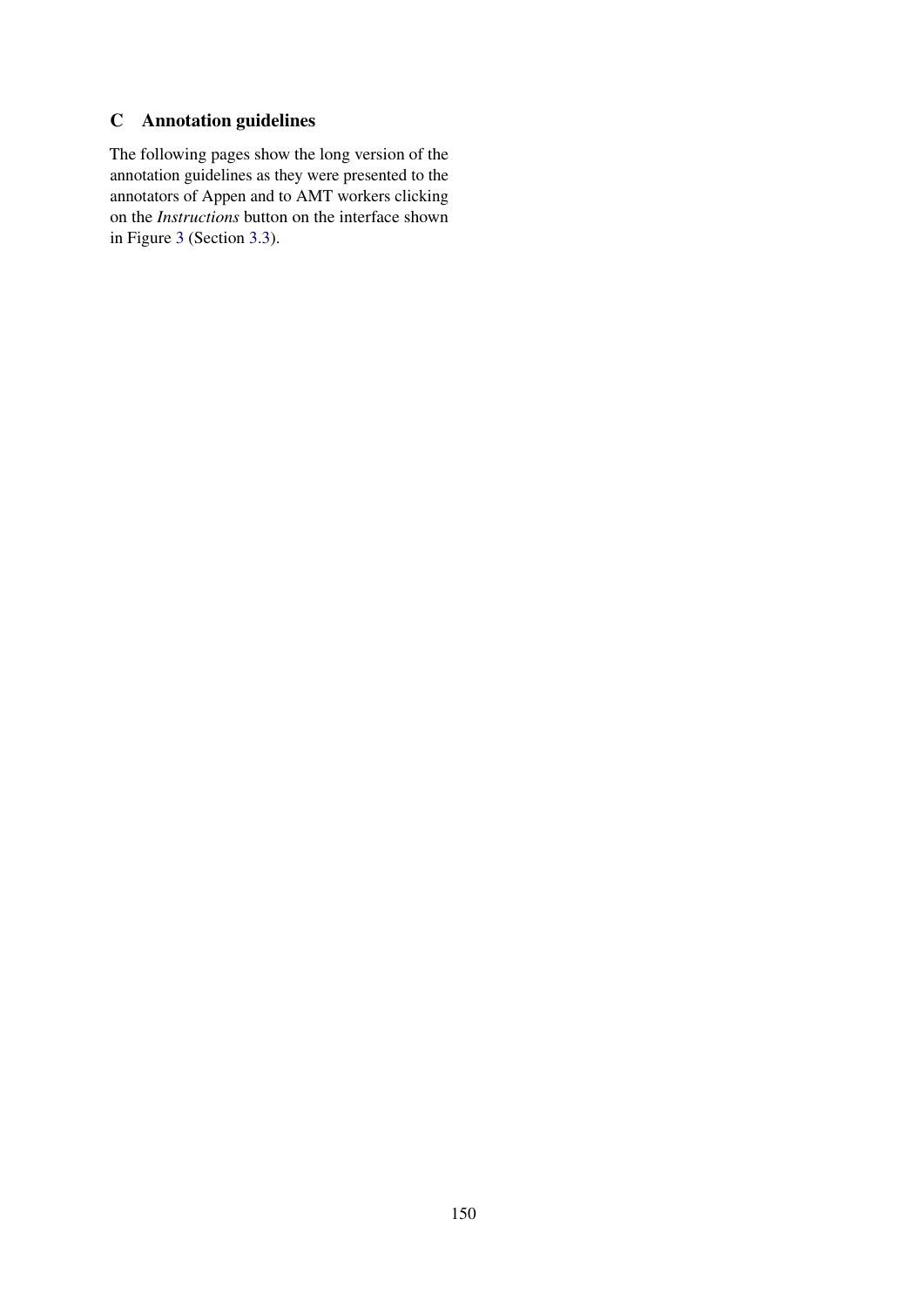## C Annotation guidelines

The following pages show the long version of the annotation guidelines as they were presented to the annotators of Appen and to AMT workers clicking on the *Instructions* button on the interface shown in Figure 3 (Section 3.3).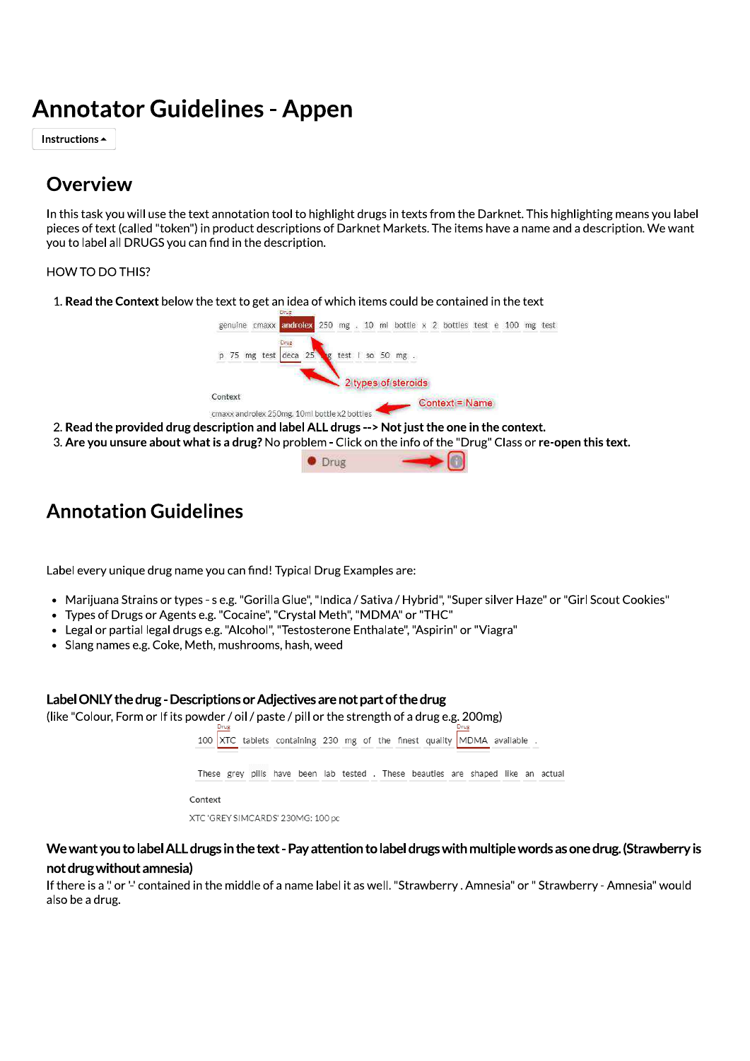# Annotator Guidelines - Appen

Instructions ▴

## Overview

In this task you will use the text annotation tool to highlight drugs in texts from the Darknet. This highlighting means you label pieces of text (called "token") in product descriptions of Darknet Markets. The items have a name and a description. We want you to label all DRUGS you can find in the description.

HOW TO DO THIS?

1. **Read the Context** below the text to get an idea of which items could be contained in the text

   genuine cmaxx androlex 250 mg . 10 ml bottle x 2 bottles test e 100 mg test p 75 mg test deca 25 mg test i so 50 mg .

   2 types of steroids

   Context

   cmaxx androlex 250mg, 10ml bottle x2 bottles

   Context = Name

2. **Read the provided drug description and label ALL drugs --> Not just the one in the context.**
3. **Are you unsure about what is a drug?** No problem **-** Click on the info of the "Drug" Class or **re-open this text.**

   Drug

## Annotation Guidelines

Label every unique drug name you can find! Typical Drug Examples are:

- Marijuana Strains or types - s e.g. "Gorilla Glue", "Indica / Sativa / Hybrid", "Super silver Haze" or "Girl Scout Cookies"
- Types of Drugs or Agents e.g. "Cocaine", "Crystal Meth", "MDMA" or "THC"
- Legal or partial legal drugs e.g. "Alcohol", "Testosterone Enthalate", "Aspirin" or "Viagra"
- Slang names e.g. Coke, Meth, mushrooms, hash, weed

### Label ONLY the drug - Descriptions or Adjectives are not part of the drug

(like "Colour, Form or If its powder / oil / paste / pill or the strength of a drug e.g. 200mg)

100 XTC tablets containing 230 mg of the finest quality MDMA available .

These grey pills have been lab tested . These beauties are shaped like an actual

Context

XTC 'GREY SIMCARDS' 230MG: 100 pc

### We want you to label ALL drugs in the text - Pay attention to label drugs with multiple words as one drug. (Strawberry is not drug without amnesia)

If there is a '.' or '-' contained in the middle of a name label it as well. "Strawberry . Amnesia" or " Strawberry - Amnesia" would also be a drug.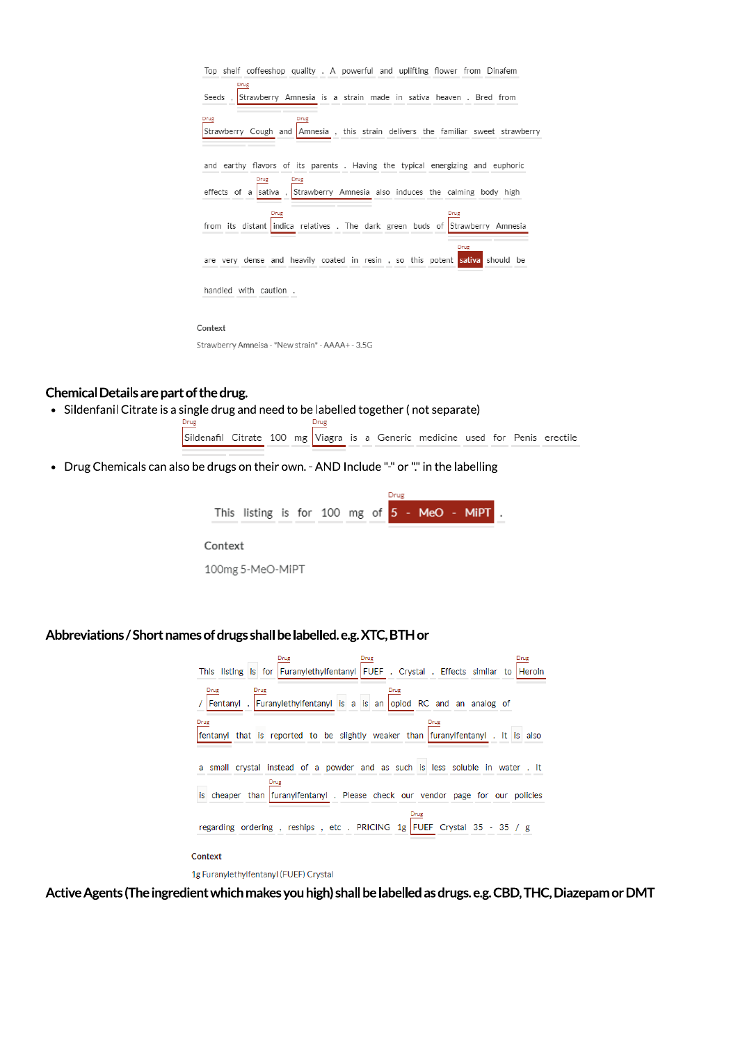Top shelf coffeeshop quality . A powerful and uplifting flower from Dinafem Seeds , Strawberry Amnesia is a strain made in sativa heaven . Bred from Strawberry Cough and Amnesia , this strain delivers the familiar sweet strawberry and earthy flavors of its parents . Having the typical energizing and euphoric effects of a sativa , Strawberry Amnesia also induces the calming body high from its distant indica relatives . The dark green buds of Strawberry Amnesia are very dense and heavily coated in resin , so this potent sativa should be handled with caution .

**Context**

Strawberry Amneisa - *New strain* - AAAA+ - 3.5G

## Chemical Details are part of the drug.

- Sildenfanil Citrate is a single drug and need to be labelled together ( not separate)

Sildenafil Citrate 100 mg Viagra is a Generic medicine used for Penis erectile

- Drug Chemicals can also be drugs on their own. - AND Include "-" or "." in the labelling

This listing is for 100 mg of 5 - MeO - MiPT .

**Context**

100mg 5-MeO-MiPT

## Abbreviations / Short names of drugs shall be labelled. e.g. XTC, BTH or

This listing is for Furanylethylfentanyl FUEF . Crystal . Effects similar to Heroin / Fentanyl . Furanylethylfentanyl is a is an opiod RC and an analog of fentanyl that is reported to be slightly weaker than furanylfentanyl . It is also a small crystal instead of a powder and as such is less soluble in water . It is cheaper than furanylfentanyl . Please check our vendor page for our policies regarding ordering , reships , etc . PRICING 1g FUEF Crystal 35 - 35 / g

**Context**

1g Furanylethylfentanyl (FUEF) Crystal

## Active Agents (The ingredient which makes you high) shall be labelled as drugs. e.g. CBD, THC, Diazepam or DMT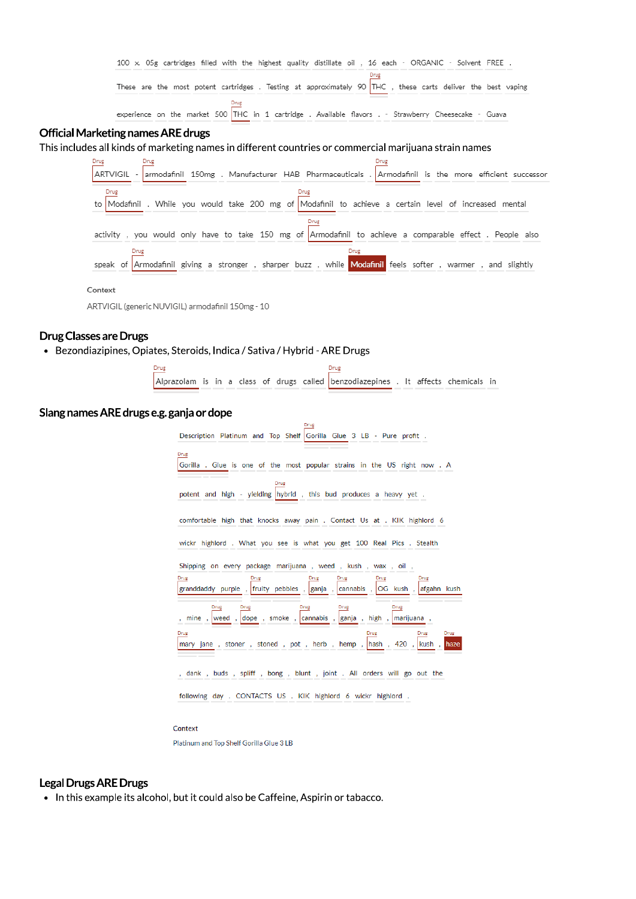100 x 05g cartridges filled with the highest quality distillate oil , 16 each - ORGANIC - Solvent FREE .

These are the most potent cartridges . Testing at approximately 90 THC , these carts deliver the best vaping

experience on the market 500 THC in 1 cartridge . Available flavors . - Strawberry Cheesecake - Guava

## Official Marketing names ARE drugs

This includes all kinds of marketing names in different countries or commercial marijuana strain names

ARTVIGIL - armodafinil 150mg . Manufacturer HAB Pharmaceuticals . Armodafinil is the more efficient successor to Modafinil . While you would take 200 mg of Modafinil to achieve a certain level of increased mental activity , you would only have to take 150 mg of Armodafinil to achieve a comparable effect . People also speak of Armodafinil giving a stronger , sharper buzz , while Modafinil feels softer , warmer , and slightly

Context

ARTVIGIL (generic NUVIGIL) armodafinil 150mg - 10

## Drug Classes are Drugs

- Bezondiazipines, Opiates, Steroids, Indica / Sativa / Hybrid - ARE Drugs

Alprazolam is in a class of drugs called benzodiazepines . It affects chemicals in

## Slang names ARE drugs e.g. ganja or dope

Description Platinum and Top Shelf Gorilla Glue 3 LB - Pure profit .

Gorilla . Glue is one of the most popular strains in the US right now . A potent and high - yielding hybrid , this bud produces a heavy yet comfortable high that knocks away pain . Contact Us at . KIK highlord 6 wickr highlord . What you see is what you get 100 Real Pics . Stealth Shipping on every package marijuana , weed , kush , wax , oil , granddaddy purple , fruity pebbles , ganja , cannabis , OG kush , afgahn kush , mine , weed , dope , smoke , cannabis , ganja , high , marijuana , mary jane , stoner , stoned , pot , herb , hemp , hash , 420 , kush , haze , dank , buds , spliff , bong , blunt , joint . All orders will go out the following day . CONTACTS US . KIK highlord 6 wickr highlord .

Context

Platinum and Top Shelf Gorilla Glue 3 LB

## Legal Drugs ARE Drugs

- In this example its alcohol, but it could also be Caffeine, Aspirin or tabacco.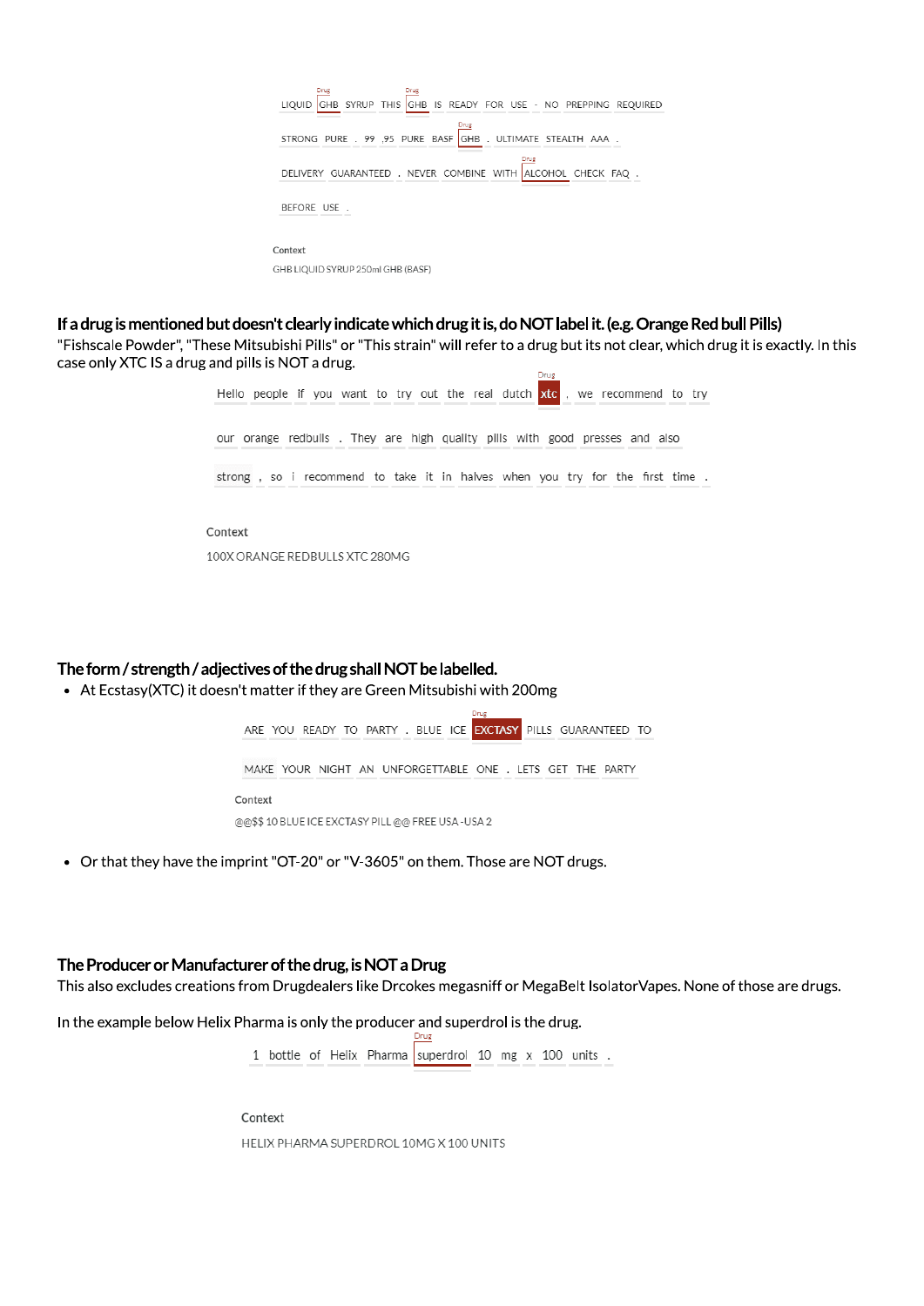Drug Drug
LIQUID GHB SYRUP THIS GHB IS READY FOR USE - NO PREPPING REQUIRED

Drug
STRONG PURE . 99 ,95 PURE BASF GHB . ULTIMATE STEALTH AAA .

Drug
DELIVERY GUARANTEED . NEVER COMBINE WITH ALCOHOL CHECK FAQ .

BEFORE USE .

Context

GHB LIQUID SYRUP 250ml GHB (BASF)

### If a drug is mentioned but doesn't clearly indicate which drug it is, do NOT label it. (e.g. Orange Red bull Pills)

"Fishscale Powder", "These Mitsubishi Pills" or "This strain" will refer to a drug but its not clear, which drug it is exactly. In this case only XTC IS a drug and pills is NOT a drug.

Drug
Hello people If you want to try out the real dutch xtc , we recommend to try

our orange redbulls . They are high quality pills with good presses and also

strong , so i recommend to take it in halves when you try for the first time .

Context

100X ORANGE REDBULLS XTC 280MG

### The form / strength / adjectives of the drug shall NOT be labelled.

- At Ecstasy(XTC) it doesn't matter if they are Green Mitsubishi with 200mg

Drug
ARE YOU READY TO PARTY . BLUE ICE EXCTASY PILLS GUARANTEED TO

MAKE YOUR NIGHT AN UNFORGETTABLE ONE . LETS GET THE PARTY

Context

@@$$ 10 BLUE ICE EXCTASY PILL @@ FREE USA -USA 2

- Or that they have the imprint "OT-20" or "V-3605" on them. Those are NOT drugs.

### The Producer or Manufacturer of the drug, is NOT a Drug

This also excludes creations from Drugdealers like Drcokes megasniff or MegaBelt IsolatorVapes. None of those are drugs.

In the example below Helix Pharma is only the producer and superdrol is the drug.

Drug
1 bottle of Helix Pharma superdrol 10 mg x 100 units .

Context

HELIX PHARMA SUPERDROL 10MG X 100 UNITS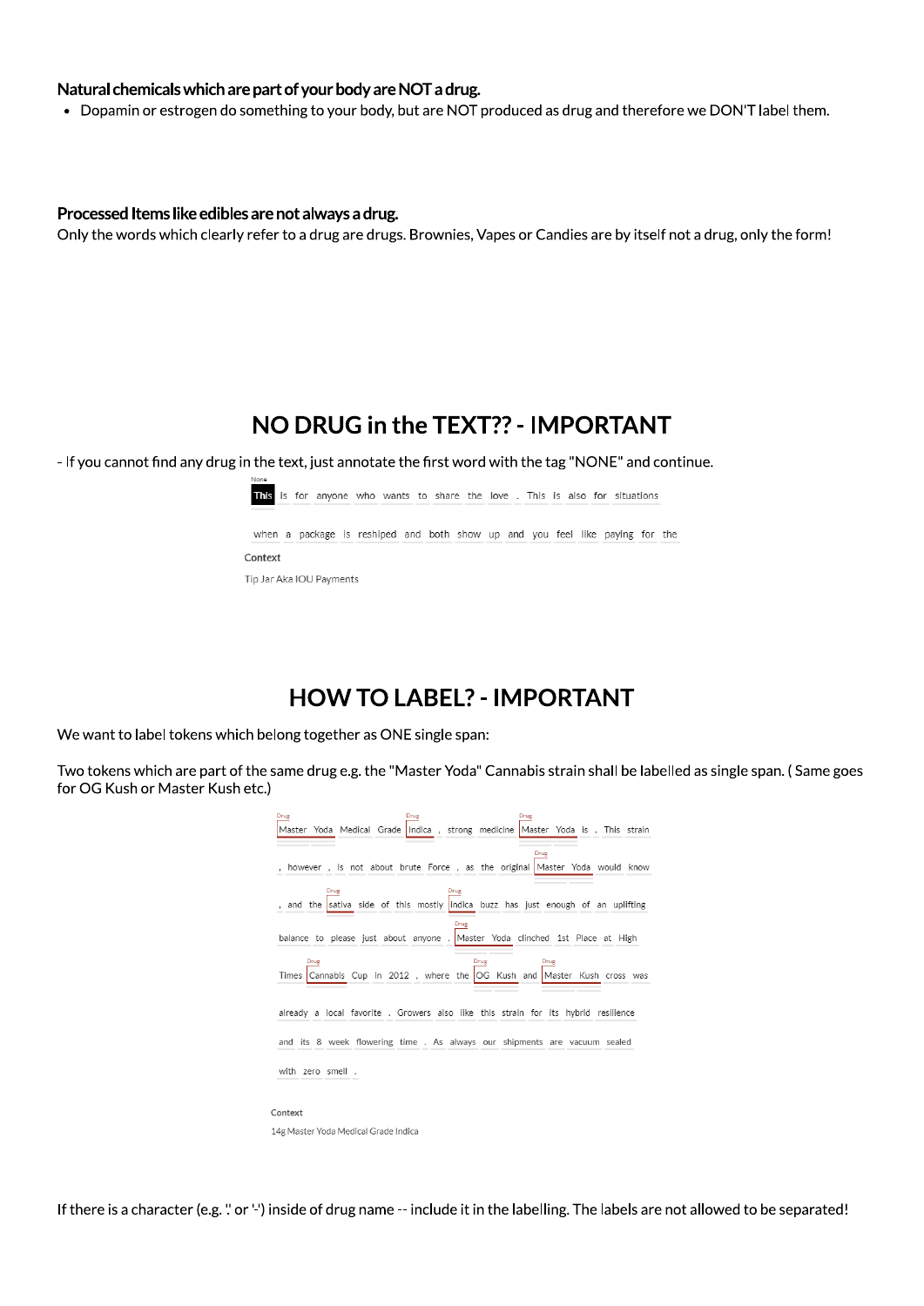**Natural chemicals which are part of your body are NOT a drug.**

- Dopamin or estrogen do something to your body, but are NOT produced as drug and therefore we DON'T label them.

**Processed Items like edibles are not always a drug.**

Only the words which clearly refer to a drug are drugs. Brownies, Vapes or Candies are by itself not a drug, only the form!

## NO DRUG in the TEXT?? - IMPORTANT

- If you cannot find any drug in the text, just annotate the first word with the tag "NONE" and continue.

None

This is for anyone who wants to share the love . This is also for situations when a package is reshiped and both show up and you feel like paying for the

Context

Tip Jar Aka IOU Payments

## HOW TO LABEL? - IMPORTANT

We want to label tokens which belong together as ONE single span:

Two tokens which are part of the same drug e.g. the "Master Yoda" Cannabis strain shall be labelled as single span. ( Same goes for OG Kush or Master Kush etc.)

Master Yoda [Drug] Medical Grade Indica [Drug] , strong medicine Master Yoda [Drug] is . This strain , however , is not about brute Force , as the original Master Yoda [Drug] would know , and the sativa [Drug] side of this mostly indica [Drug] buzz has just enough of an uplifting balance to please just about anyone . Master Yoda [Drug] clinched 1st Place at High Times Cannabis [Drug] Cup in 2012 , where the OG Kush [Drug] and Master Kush [Drug] cross was already a local favorite . Growers also like this strain for its hybrid resilience and its 8 week flowering time . As always our shipments are vacuum sealed with zero smell .

Context

14g Master Yoda Medical Grade Indica

If there is a character (e.g. '.' or '-') inside of drug name -- include it in the labelling. The labels are not allowed to be separated!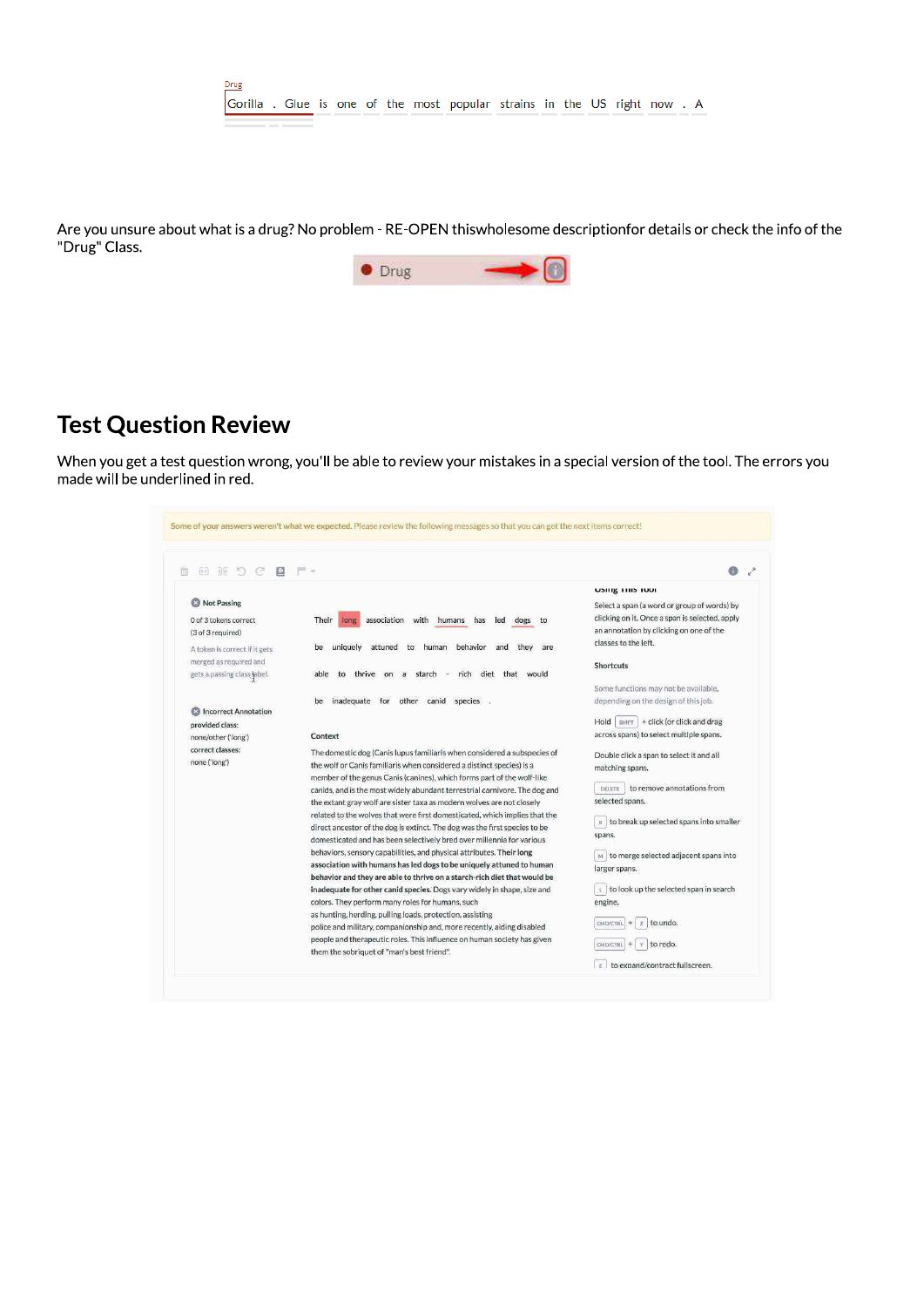Drug

Gorilla . Glue is one of the most popular strains in the US right now . A

Are you unsure about what is a drug? No problem - RE-OPEN thiswholesome descriptionfor details or check the info of the "Drug" Class.

Drug

## Test Question Review

When you get a test question wrong, you'll be able to review your mistakes in a special version of the tool. The errors you made will be underlined in red.

Some of your answers weren't what we expected. Please review the following messages so that you can get the next items correct!

Not Passing

0 of 3 tokens correct
(3 of 3 required)

A token is correct if it gets merged as required and gets a passing class label.

Incorrect Annotation
provided class:
none/other ('long')
correct classes:
none ('long')

Their long association with humans has led dogs to be uniquely attuned to human behavior and they are able to thrive on a starch - rich diet that would be inadequate for other canid species .

Context

The domestic dog (Canis lupus familiaris when considered a subspecies of the wolf or Canis familiaris when considered a distinct species) is a member of the genus Canis (canines), which forms part of the wolf-like canids, and is the most widely abundant terrestrial carnivore. The dog and the extant gray wolf are sister taxa as modern wolves are not closely related to the wolves that were first domesticated, which implies that the direct ancestor of the dog is extinct. The dog was the first species to be domesticated and has been selectively bred over millennia for various behaviors, sensory capabilities, and physical attributes. **Their long association with humans has led dogs to be uniquely attuned to human behavior and they are able to thrive on a starch-rich diet that would be inadequate for other canid species.** Dogs vary widely in shape, size and colors. They perform many roles for humans, such as hunting, herding, pulling loads, protection, assisting police and military, companionship and, more recently, aiding disabled people and therapeutic roles. This influence on human society has given them the sobriquet of "man's best friend".

Using This Tool

Select a span (a word or group of words) by clicking on it. Once a span is selected, apply an annotation by clicking on one of the classes to the left.

Shortcuts

Some functions may not be available, depending on the design of this job.

Hold SHIFT + click (or click and drag across spans) to select multiple spans.

Double click a span to select it and all matching spans.

DELETE to remove annotations from selected spans.

B to break up selected spans into smaller spans.

M to merge selected adjacent spans into larger spans.

L to look up the selected span in search engine.

CMD/CTRL + Z to undo.

CMD/CTRL + Y to redo.

E to expand/contract fullscreen.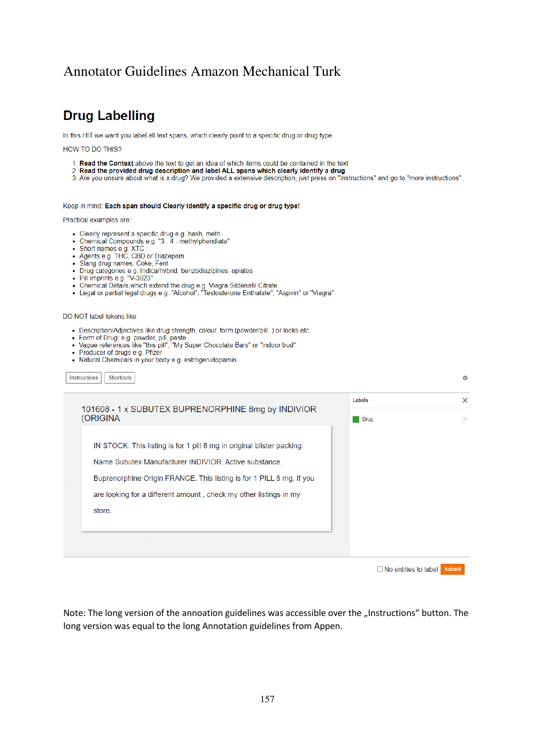Annotator Guidelines Amazon Mechanical Turk

# Drug Labelling

In this HIT we want you label all text spans, which clearly point to a specific drug or drug type.

HOW TO DO THIS?

1. **Read the Context** above the text to get an idea of which items could be contained in the text
2. **Read the provided drug description and label ALL spans which clearly identify a drug**
3. Are you unsure about what is a drug? We provided a extensive description, just press on "Instructions" and go to "more instructions".

Keep in mind: **Each span should Clearly identify a specific drug or drug type!**

Practical examples are:

- Clearly represent a specific drug e.g. hash, meth
- Chemical Compounds e.g. "3 , 4 - methylphendiate"
- Short names e.g. XTC
- Agents e.g. THC, CBD or Diazepam
- Slang drug names: Coke, Fent
- Drug categories e.g. Indica/hybrid, benzodiazipines, opiates
- Pill imprints e.g. "V-3923"
- Chemical Details which extend the drug e.g. Viagra Sildenafil Citrate
- Legal or partial legal drugs e.g. "Alcohol", "Testosterone Enthalate", "Aspirin" or "Viagra"

DO NOT label tokens like:

- Description/Adjectives like drug strength, colour, form (powder/pill..) or looks etc.
- Form of Drug: e.g. powder, pill, paste
- Vague references like "this pill", "My Super Chocolate Bars" or "indoor bud"
- Producer of drugs e.g. Pfizer
- Natural Chemicals in your body e.g. estrogen/dopamin

Instructions | Shortcuts

101608 - 1 x SUBUTEX BUPRENORPHINE 8mg by INDIVIOR (ORIGINA

IN STOCK. This listing is for 1 pill 8 mg in original blister packing.

Name Subutex Manufacturer INDIVIOR. Active substance.

Buprenorphine Origin FRANCE. This listing is for 1 PILL 8 mg. If you are looking for a different amount , check my other listings in my store.

Labels

Drug 1

No entities to label | Submit

Note: The long version of the annoation guidelines was accessible over the „Instructions" button. The long version was equal to the long Annotation guidelines from Appen.